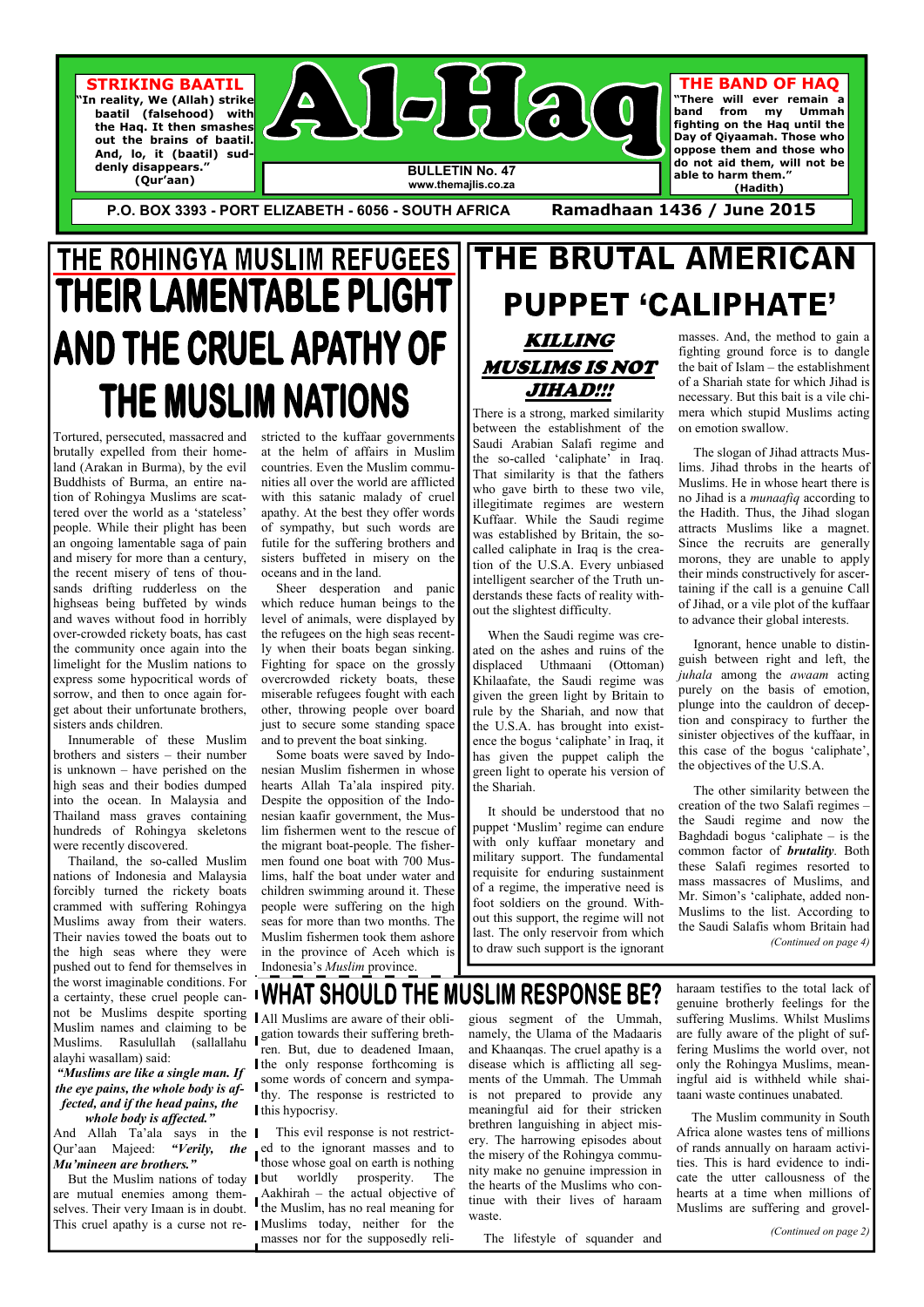# Al-Haq

**STRIKING BAATIL**

**"In reality, We (Allah) strike baatil (falsehood) with the Haq. It then smashes out the brains of baatil. And, lo, it (baatil) suddenly disappears."**
**(Qur'aan)**

**BULLETIN No. 47**
**www.themajlis.co.za**

**THE BAND OF HAQ**

**"There will ever remain a band from my Ummah fighting on the Haq until the Day of Qiyaamah. Those who oppose them and those who do not aid them, will not be able to harm them."**
**(Hadith)**

**P.O. BOX 3393 - PORT ELIZABETH - 6056 - SOUTH AFRICA** **Ramadhaan 1436 / June 2015**

# THE ROHINGYA MUSLIM REFUGEES THEIR LAMENTABLE PLIGHT AND THE CRUEL APATHY OF THE MUSLIM NATIONS

Tortured, persecuted, massacred and brutally expelled from their homeland (Arakan in Burma), by the evil Buddhists of Burma, an entire nation of Rohingya Muslims are scattered over the world as a 'stateless' people. While their plight has been an ongoing lamentable saga of pain and misery for more than a century, the recent misery of tens of thousands drifting rudderless on the highseas being buffeted by winds and waves without food in horribly over-crowded rickety boats, has cast the community once again into the limelight for the Muslim nations to express some hypocritical words of sorrow, and then to once again forget about their unfortunate brothers, sisters ands children.

Innumerable of these Muslim brothers and sisters – their number is unknown – have perished on the high seas and their bodies dumped into the ocean. In Malaysia and Thailand mass graves containing hundreds of Rohingya skeletons were recently discovered.

Thailand, the so-called Muslim nations of Indonesia and Malaysia forcibly turned the rickety boats crammed with suffering Rohingya Muslims away from their waters. Their navies towed the boats out to the high seas where they were pushed out to fend for themselves in the worst imaginable conditions. For a certainty, these cruel people cannot be Muslims despite sporting Muslim names and claiming to be Muslims. Rasulullah (sallallahu alayhi wasallam) said:

***"Muslims are like a single man. If the eye pains, the whole body is affected, and if the head pains, the whole body is affected."***

And Allah Ta'ala says in the Qur'aan Majeed: ***"Verily, the Mu'mineen are brothers."***

But the Muslim nations of today are mutual enemies among themselves. Their very Imaan is in doubt. This cruel apathy is a curse not restricted to the kuffaar governments at the helm of affairs in Muslim countries. Even the Muslim communities all over the world are afflicted with this satanic malady of cruel apathy. At the best they offer words of sympathy, but such words are futile for the suffering brothers and sisters buffeted in misery on the oceans and in the land.

Sheer desperation and panic which reduce human beings to the level of animals, were displayed by the refugees on the high seas recently when their boats began sinking. Fighting for space on the grossly overcrowded rickety boats, these miserable refugees fought with each other, throwing people over board just to secure some standing space and to prevent the boat sinking.

Some boats were saved by Indonesian Muslim fishermen in whose hearts Allah Ta'ala inspired pity. Despite the opposition of the Indonesian kaafir government, the Muslim fishermen went to the rescue of the migrant boat-people. The fishermen found one boat with 700 Muslims, half the boat under water and children swimming around it. These people were suffering on the high seas for more than two months. The Muslim fishermen took them ashore in the province of Aceh which is Indonesia's *Muslim* province.

## WHAT SHOULD THE MUSLIM RESPONSE BE?

All Muslims are aware of their obligation towards their suffering brethren. But, due to deadened Imaan, the only response forthcoming is some words of concern and sympathy. The response is restricted to this hypocrisy.

This evil response is not restricted to the ignorant masses and to those whose goal on earth is nothing but worldly prosperity. The Aakhirah – the actual objective of the Muslim, has no real meaning for Muslims today, neither for the masses nor for the supposedly religious segment of the Ummah, namely, the Ulama of the Madaaris and Khaanqas. The cruel apathy is a disease which is afflicting all segments of the Ummah. The Ummah is not prepared to provide any meaningful aid for their stricken brethren languishing in abject misery. The harrowing episodes about the misery of the Rohingya community make no genuine impression in the hearts of the Muslims who continue with their lives of haraam waste.

The lifestyle of squander and haraam testifies to the total lack of genuine brotherly feelings for the suffering Muslims. Whilst Muslims are fully aware of the plight of suffering Muslims the world over, not only the Rohingya Muslims, meaningful aid is withheld while shaitaani waste continues unabated.

The Muslim community in South Africa alone wastes tens of millions of rands annually on haraam activities. This is hard evidence to indicate the utter callousness of the hearts at a time when millions of Muslims are suffering and grovel-

*(Continued on page 2)*

# THE BRUTAL AMERICAN PUPPET 'CALIPHATE'

## *KILLING MUSLIMS IS NOT JIHAD!!!*

There is a strong, marked similarity between the establishment of the Saudi Arabian Salafi regime and the so-called 'caliphate' in Iraq. That similarity is that the fathers who gave birth to these two vile, illegitimate regimes are western Kuffaar. While the Saudi regime was established by Britain, the so-called caliphate in Iraq is the creation of the U.S.A. Every unbiased intelligent searcher of the Truth understands these facts of reality without the slightest difficulty.

When the Saudi regime was created on the ashes and ruins of the displaced Uthmaani (Ottoman) Khilaafate, the Saudi regime was given the green light by Britain to rule by the Shariah, and now that the U.S.A. has brought into existence the bogus 'caliphate' in Iraq, it has given the puppet caliph the green light to operate his version of the Shariah.

It should be understood that no puppet 'Muslim' regime can endure with only kuffaar monetary and military support. The fundamental requisite for enduring sustainment of a regime, the imperative need is foot soldiers on the ground. Without this support, the regime will not last. The only reservoir from which to draw such support is the ignorant masses. And, the method to gain a fighting ground force is to dangle the bait of Islam – the establishment of a Shariah state for which Jihad is necessary. But this bait is a vile chimera which stupid Muslims acting on emotion swallow.

The slogan of Jihad attracts Muslims. Jihad throbs in the hearts of Muslims. He in whose heart there is no Jihad is a *munaafiq* according to the Hadith. Thus, the Jihad slogan attracts Muslims like a magnet. Since the recruits are generally morons, they are unable to apply their minds constructively for ascertaining if the call is a genuine Call of Jihad, or a vile plot of the kuffaar to advance their global interests.

Ignorant, hence unable to distinguish between right and left, the *juhala* among the *awaam* acting purely on the basis of emotion, plunge into the cauldron of deception and conspiracy to further the sinister objectives of the kuffaar, in this case of the bogus 'caliphate', the objectives of the U.S.A.

The other similarity between the creation of the two Salafi regimes – the Saudi regime and now the Baghdadi bogus 'caliphate – is the common factor of ***brutality***. Both these Salafi regimes resorted to mass massacres of Muslims, and Mr. Simon's 'caliphate, added non-Muslims to the list. According to the Saudi Salafis whom Britain had

*(Continued on page 4)*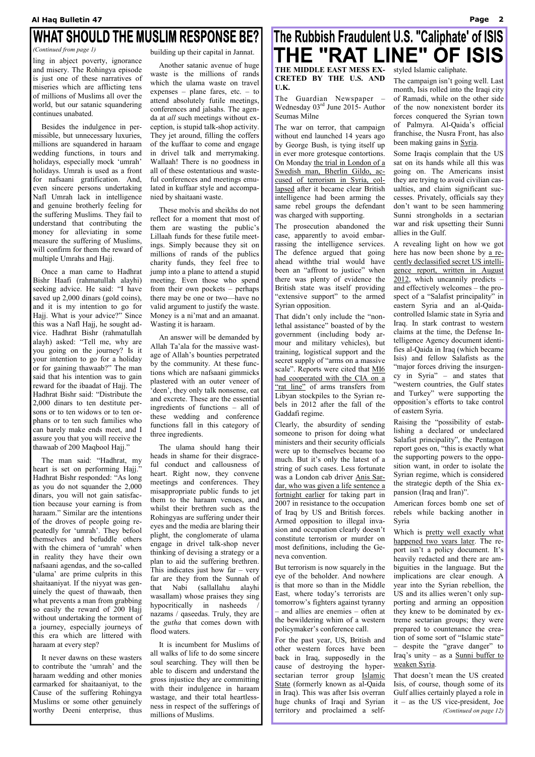## WHAT SHOULD THE MUSLIM RESPONSE BE?

*(Continued from page 1)*

ling in abject poverty, ignorance and misery. The Rohingya episode is just one of these narratives of miseries which are afflicting tens of millions of Muslims all over the world, but our satanic squandering continues unabated.

Besides the indulgence in permissible, but unnecessary luxuries, millions are squandered in haraam wedding functions, in tours and holidays, especially mock 'umrah' holidays. Umrah is used as a front for nafsaani gratification. And, even sincere persons undertaking Nafl Umrah lack in intelligence and genuine brotherly feeling for the suffering Muslims. They fail to understand that contributing the money for alleviating in some measure the suffering of Muslims, will confirm for them the reward of multiple Umrahs and Hajj.

Once a man came to Hadhrat Bishr Haafi (rahmatullah alayhi) seeking advice. He said: "I have saved up 2,000 dinars (gold coins), and it is my intention to go for Hajj. What is your advice?" Since this was a Nafl Hajj, he sought advice. Hadhrat Bishr (rahmatullah alayh) asked: "Tell me, why are you going on the journey? Is it your intention to go for a holiday or for gaining thawaab?" The man said that his intention was to gain reward for the ibaadat of Hajj. The Hadhrat Bishr said: "Distribute the 2,000 dinars to ten destitute persons or to ten widows or to ten orphans or to ten such families who can barely make ends meet, and I assure you that you will receive the thawaab of 200 Maqbool Hajj."

The man said: "Hadhrat, my heart is set on performing Hajj." Hadhrat Bishr responded: "As long as you do not squander the 2,000 dinars, you will not gain satisfaction because your earning is from haraam." Similar are the intentions of the droves of people going repeatedly for 'umrah'. They befool themselves and befuddle others with the chimera of 'umrah' when in reality they have their own nafsaani agendas, and the so-called 'ulama' are prime culprits in this shaitaaniyat. If the niyyat was genuinely the quest of thawaab, then what prevents a man from grabbing so easily the reward of 200 Hajj without undertaking the torment of a journey, especially journeys of this era which are littered with haraam at every step?

It never dawns on these wasters to contribute the 'umrah' and the haraam wedding and other monies earmarked for shaitaaniyat, to the Cause of the suffering Rohingya Muslims or some other genuinely worthy Deeni enterprise, thus building up their capital in Jannat.

Another satanic avenue of huge waste is the millions of rands which the ulama waste on travel expenses – plane fares, etc. – to attend absolutely futile meetings, conferences and jalsahs. The agenda at *all* such meetings without exception, is stupid talk-shop activity. They jet around, filling the coffers of the kuffaar to come and engage in drivel talk and merrymaking. Wallaah! There is no goodness in all of these ostentatious and wasteful conferences and meetings emulated in kuffaar style and accompanied by shaitaani waste.

These molvis and sheikhs do not reflect for a moment that most of them are wasting the public's Lillaah funds for these futile meetings. Simply because they sit on millions of rands of the publics charity funds, they feel free to jump into a plane to attend a stupid meeting. Even those who spend from their own pockets – perhaps there may be one or two—have no valid argument to justify the waste. Money is a ni'mat and an amaanat. Wasting it is haraam.

An answer will be demanded by Allah Ta'ala for the massive wastage of Allah's bounties perpetrated by the community. At these functions which are nafsaani gimmicks plastered with an outer veneer of 'deen', they only talk nonsense, eat and excrete. These are the essential ingredients of functions – all of these wedding and conference functions fall in this category of three ingredients.

The ulama should hang their heads in shame for their disgraceful conduct and callousness of heart. Right now, they convene meetings and conferences. They misappropriate public funds to jet them to the haraam venues, and whilst their brethren such as the Rohingyas are suffering under their eyes and the media are blaring their plight, the conglomerate of ulama engage in drivel talk-shop never thinking of devising a strategy or a plan to aid the suffering brethren. This indicates just how far – very far are they from the Sunnah of that Nabi (sallallahu alayhi wasallam) whose praises they sing hypocritically in nasheeds / nazams / qaseedas. Truly, they are the *gutha* that comes down with flood waters.

It is incumbent for Muslims of all walks of life to do some sincere soul searching. They will then be able to discern and understand the gross injustice they are committing with their indulgence in haraam wastage, and their total heartlessness in respect of the sufferings of millions of Muslims.

## The Rubbish Fraudulent U.S. "Caliphate' of ISIS

# THE "RAT LINE" OF ISIS

**THE MIDDLE EAST MESS EXCRETED BY THE U.S. AND U.K.**

The Guardian Newspaper – Wednesday 03rd June 2015- Author Seumas Milne

The war on terror, that campaign without end launched 14 years ago by George Bush, is tying itself up in ever more grotesque contortions. On Monday the trial in London of a Swedish man, Bherlin Gildo, accused of terrorism in Syria, collapsed after it became clear British intelligence had been arming the same rebel groups the defendant was charged with supporting.

The prosecution abandoned the case, apparently to avoid embarrassing the intelligence services. The defence argued that going ahead withthe trial would have been an "affront to justice" when there was plenty of evidence the British state was itself providing "extensive support" to the armed Syrian opposition.

That didn't only include the "non-lethal assistance" boasted of by the government (including body armour and military vehicles), but training, logistical support and the secret supply of "arms on a massive scale". Reports were cited that MI6 had cooperated with the CIA on a "rat line" of arms transfers from Libyan stockpiles to the Syrian rebels in 2012 after the fall of the Gaddafi regime.

Clearly, the absurdity of sending someone to prison for doing what ministers and their security officials were up to themselves became too much. But it's only the latest of a string of such cases. Less fortunate was a London cab driver Anis Sardar, who was given a life sentence a fortnight earlier for taking part in 2007 in resistance to the occupation of Iraq by US and British forces. Armed opposition to illegal invasion and occupation clearly doesn't constitute terrorism or murder on most definitions, including the Geneva convention.

But terrorism is now squarely in the eye of the beholder. And nowhere is that more so than in the Middle East, where today's terrorists are tomorrow's fighters against tyranny – and allies are enemies – often at the bewildering whim of a western policymaker's conference call.

For the past year, US, British and other western forces have been back in Iraq, supposedly in the cause of destroying the hyper-sectarian terror group Islamic State (formerly known as al-Qaida in Iraq). This was after Isis overran huge chunks of Iraqi and Syrian territory and proclaimed a self-styled Islamic caliphate.

The campaign isn't going well. Last month, Isis rolled into the Iraqi city of Ramadi, while on the other side of the now nonexistent border its forces conquered the Syrian town of Palmyra. Al-Qaida's official franchise, the Nusra Front, has also been making gains in Syria.

Some Iraqis complain that the US sat on its hands while all this was going on. The Americans insist they are trying to avoid civilian casualties, and claim significant successes. Privately, officials say they don't want to be seen hammering Sunni strongholds in a sectarian war and risk upsetting their Sunni allies in the Gulf.

A revealing light on how we got here has now been shone by a recently declassified secret US intelligence report, written in August 2012, which uncannily predicts – and effectively welcomes – the prospect of a "Salafist principality" in eastern Syria and an al-Qaida-controlled Islamic state in Syria and Iraq. In stark contrast to western claims at the time, the Defense Intelligence Agency document identifies al-Qaida in Iraq (which became Isis) and fellow Salafists as the "major forces driving the insurgency in Syria" – and states that "western countries, the Gulf states and Turkey" were supporting the opposition's efforts to take control of eastern Syria.

Raising the "possibility of establishing a declared or undeclared Salafist principality", the Pentagon report goes on, "this is exactly what the supporting powers to the opposition want, in order to isolate the Syrian regime, which is considered the strategic depth of the Shia expansion (Iraq and Iran)".

American forces bomb one set of rebels while backing another in Syria

Which is pretty well exactly what happened two years later. The report isn't a policy document. It's heavily redacted and there are ambiguities in the language. But the implications are clear enough. A year into the Syrian rebellion, the US and its allies weren't only supporting and arming an opposition they knew to be dominated by extreme sectarian groups; they were prepared to countenance the creation of some sort of "Islamic state" – despite the "grave danger" to Iraq's unity – as a Sunni buffer to weaken Syria.

That doesn't mean the US created Isis, of course, though some of its Gulf allies certainly played a role in it – as the US vice-president, Joe

*(Continued on page 12)*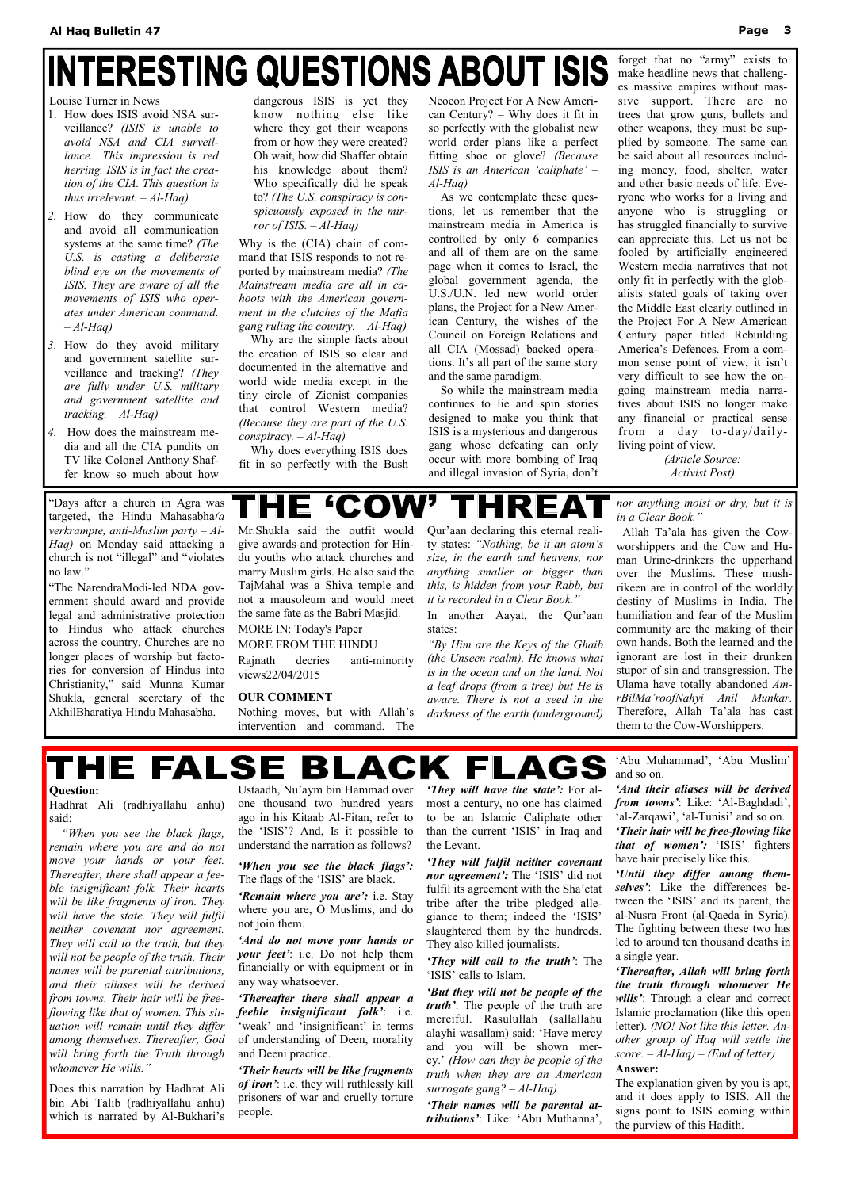# INTERESTING QUESTIONS ABOUT ISIS

Louise Turner in News

1. How does ISIS avoid NSA surveillance? *(ISIS is unable to avoid NSA and CIA surveillance.. This impression is red herring. ISIS is in fact the creation of the CIA. This question is thus irrelevant. – Al-Haq)*
2. How do they communicate and avoid all communication systems at the same time? *(The U.S. is casting a deliberate blind eye on the movements of ISIS. They are aware of all the movements of ISIS who operates under American command. – Al-Haq)*
3. How do they avoid military and government satellite surveillance and tracking? *(They are fully under U.S. military and government satellite and tracking. – Al-Haq)*
4. How does the mainstream media and all the CIA pundits on TV like Colonel Anthony Shaffer know so much about how dangerous ISIS is yet they know nothing else like where they got their weapons from or how they were created? Oh wait, how did Shaffer obtain his knowledge about them? Who specifically did he speak to? *(The U.S. conspiracy is conspicuously exposed in the mirror of ISIS. – Al-Haq)*

Why is the (CIA) chain of command that ISIS responds to not reported by mainstream media? *(The Mainstream media are all in cahoots with the American government in the clutches of the Mafia gang ruling the country. – Al-Haq)*

Why are the simple facts about the creation of ISIS so clear and documented in the alternative and world wide media except in the tiny circle of Zionist companies that control Western media? *(Because they are part of the U.S. conspiracy. – Al-Haq)*

Why does everything ISIS does fit in so perfectly with the Bush Neocon Project For A New American Century? – Why does it fit in so perfectly with the globalist new world order plans like a perfect fitting shoe or glove? *(Because ISIS is an American 'caliphate' – Al-Haq)*

As we contemplate these questions, let us remember that the mainstream media in America is controlled by only 6 companies and all of them are on the same page when it comes to Israel, the global government agenda, the U.S./U.N. led new world order plans, the Project for a New American Century, the wishes of the Council on Foreign Relations and all CIA (Mossad) backed operations. It's all part of the same story and the same paradigm.

So while the mainstream media continues to lie and spin stories designed to make you think that ISIS is a mysterious and dangerous gang whose defeating can only occur with more bombing of Iraq and illegal invasion of Syria, don't forget that no "army" exists to make headline news that challenges massive empires without massive support. There are no trees that grow guns, bullets and other weapons, they must be supplied by someone. The same can be said about all resources including money, food, shelter, water and other basic needs of life. Everyone who works for a living and anyone who is struggling or has struggled financially to survive can appreciate this. Let us not be fooled by artificially engineered Western media narratives that not only fit in perfectly with the globalists stated goals of taking over the Middle East clearly outlined in the Project For A New American Century paper titled Rebuilding America's Defences. From a common sense point of view, it isn't very difficult to see how the ongoing mainstream media narratives about ISIS no longer make any financial or practical sense from a day to-day/daily-living point of view.

*(Article Source: Activist Post)*

# THE 'COW' THREAT

"Days after a church in Agra was targeted, the Hindu Mahasabha*(a verkrampte, anti-Muslim party – Al-Haq)* on Monday said attacking a church is not "illegal" and "violates no law."

"The NarendraModi-led NDA government should award and provide legal and administrative protection to Hindus who attack churches across the country. Churches are no longer places of worship but factories for conversion of Hindus into Christianity," said Munna Kumar Shukla, general secretary of the AkhilBharatiya Hindu Mahasabha.

Mr.Shukla said the outfit would give awards and protection for Hindu youths who attack churches and marry Muslim girls. He also said the TajMahal was a Shiva temple and not a mausoleum and would meet the same fate as the Babri Masjid.

MORE IN: Today's Paper

MORE FROM THE HINDU

Rajnath decries anti-minority views22/04/2015

**OUR COMMENT**

Nothing moves, but with Allah's intervention and command. The Qur'aan declaring this eternal reality states: *"Nothing, be it an atom's size, in the earth and heavens, nor anything smaller or bigger than this, is hidden from your Rabb, but it is recorded in a Clear Book."*

In another Aayat, the Qur'aan states:

*"By Him are the Keys of the Ghaib (the Unseen realm). He knows what is in the ocean and on the land. Not a leaf drops (from a tree) but He is aware. There is not a seed in the darkness of the earth (underground) nor anything moist or dry, but it is in a Clear Book."*

Allah Ta'ala has given the Cow-worshippers and the Cow and Human Urine-drinkers the upperhand over the Muslims. These mushrikeen are in control of the worldly destiny of Muslims in India. The humiliation and fear of the Muslim community are the making of their own hands. Both the learned and the ignorant are lost in their drunken stupor of sin and transgression. The Ulama have totally abandoned *AmrBilMa'roofNahyi Anil Munkar.* Therefore, Allah Ta'ala has cast them to the Cow-Worshippers.

# THE FALSE BLACK FLAGS

**Question:**

Hadhrat Ali (radhiyallahu anhu) said:

*"When you see the black flags, remain where you are and do not move your hands or your feet. Thereafter, there shall appear a feeble insignificant folk. Their hearts will be like fragments of iron. They will have the state. They will fulfil neither covenant nor agreement. They will call to the truth, but they will not be people of the truth. Their names will be parental attributions, and their aliases will be derived from towns. Their hair will be free-flowing like that of women. This situation will remain until they differ among themselves. Thereafter, God will bring forth the Truth through whomever He wills."*

Does this narration by Hadhrat Ali bin Abi Talib (radhiyallahu anhu) which is narrated by Al-Bukhari's Ustaadh, Nu'aym bin Hammad over one thousand two hundred years ago in his Kitaab Al-Fitan, refer to the 'ISIS'? And, Is it possible to understand the narration as follows?

***'When you see the black flags':*** The flags of the 'ISIS' are black.

***'Remain where you are':*** i.e. Stay where you are, O Muslims, and do not join them.

***'And do not move your hands or your feet':*** i.e. Do not help them financially or with equipment or in any way whatsoever.

***'Thereafter there shall appear a feeble insignificant folk':*** i.e. 'weak' and 'insignificant' in terms of understanding of Deen, morality and Deeni practice.

***'Their hearts will be like fragments of iron':*** i.e. they will ruthlessly kill prisoners of war and cruelly torture people.

***'They will have the state':*** For almost a century, no one has claimed to be an Islamic Caliphate other than the current 'ISIS' in Iraq and the Levant.

***'They will fulfil neither covenant nor agreement':*** The 'ISIS' did not fulfil its agreement with the Sha'etat tribe after the tribe pledged allegiance to them; indeed the 'ISIS' slaughtered them by the hundreds. They also killed journalists.

***'They will call to the truth':*** The 'ISIS' calls to Islam.

***'But they will not be people of the truth':*** The people of the truth are merciful. Rasulullah (sallallahu alayhi wasallam) said: 'Have mercy and you will be shown mercy.' *(How can they be people of the truth when they are an American surrogate gang? – Al-Haq)*

***'Their names will be parental attributions':*** Like: 'Abu Muthanna', 'Abu Muhammad', 'Abu Muslim' and so on.

***'And their aliases will be derived from towns':*** Like: 'Al-Baghdadi', 'al-Zarqawi', 'al-Tunisi' and so on.

***'Their hair will be free-flowing like that of women':*** 'ISIS' fighters have hair precisely like this.

***'Until they differ among themselves':*** Like the differences between the 'ISIS' and its parent, the al-Nusra Front (al-Qaeda in Syria). The fighting between these two has led to around ten thousand deaths in a single year.

***'Thereafter, Allah will bring forth the truth through whomever He wills':*** Through a clear and correct Islamic proclamation (like this open letter). *(NO! Not like this letter. Another group of Haq will settle the score. – Al-Haq) – (End of letter)*

**Answer:**

The explanation given by you is apt, and it does apply to ISIS. All the signs point to ISIS coming within the purview of this Hadith.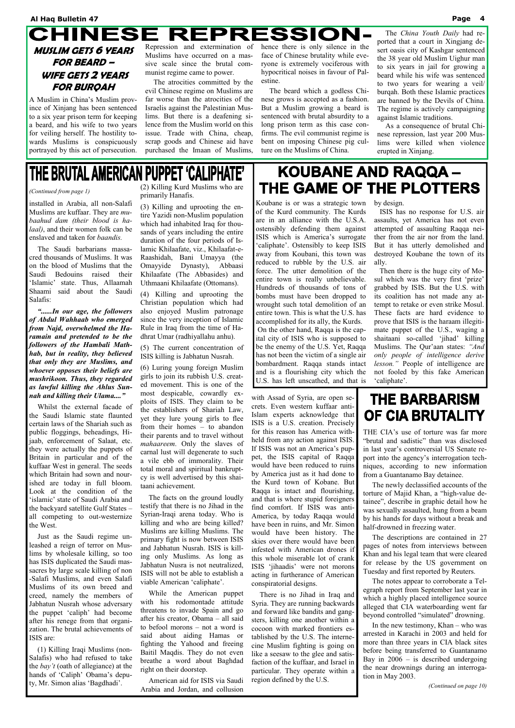# CHINESE REPRESSION-

## MUSLIM GETS 6 YEARS FOR BEARD – WIFE GETS 2 YEARS FOR BURQAH

A Muslim in China's Muslim province of Xinjang has been sentenced to a six year prison term for keeping a beard, and his wife to two years for veiling herself. The hostility towards Muslims is conspicuously portrayed by this act of persecution. Repression and extermination of Muslims have occurred on a massive scale since the brutal communist regime came to power.

The atrocities committed by the evil Chinese regime on Muslims are far worse than the atrocities of the Israelis against the Palestinian Muslims. But there is a deafening silence from the Muslim world on this issue. Trade with China, cheap, scrap goods and Chinese aid have purchased the Imaan of Muslims, hence there is only silence in the face of Chinese brutality while everyone is extremely vociferous with hypocritical noises in favour of Palestine.

The beard which a godless Chinese grows is accepted as a fashion. But a Muslim growing a beard is sentenced with brutal absurdity to a long prison term as this case confirms. The evil communist regime is bent on imposing Chinese pig culture on the Muslims of China.

The *China Youth Daily* had reported that a court in Xingjang desert oasis city of Kashgar sentenced the 38 year old Muslim Uighur man to six years in jail for growing a beard while his wife was sentenced to two years for wearing a veil/burqah. Both these Islamic practices are banned by the Devils of China. The regime is actively campaigning against Islamic traditions.

As a consequence of brutal Chinese repression, last year 200 Muslims were killed when violence erupted in Xinjang.

# THE BRUTAL AMERICAN PUPPET 'CALIPHATE'

*(Continued from page 1)*

installed in Arabia, all non-Salafi Muslims are kuffaar. They are *mubaahud dam (their blood is halaal)*, and their women folk can be enslaved and taken for *baandis.*

The Saudi barbarians massacred thousands of Muslims. It was on the blood of Muslims that the Saudi Bedouins raised their 'Islamic' state. Thus, Allaamah Shaami said about the Saudi Salafis:

***"......In our age, the followers of Abdul Wahhaab who emerged from Najd, overwhelmed the Haramain and pretended to be the followers of the Hambali Mathhab, but in reality, they believed that only they are Muslims, and whoever opposes their beliefs are mushrikoon. Thus, they regarded as lawful killing the Ahlus Sunnah and killing their Ulama...."***

Whilst the external facade of the Saudi Islamic state flaunted certain laws of the Shariah such as public floggings, beheadings, Hijaab, enforcement of Salaat, etc. they were actually the puppets of Britain in particular and of the kuffaar West in general. The seeds which Britain had sown and nourished are today in full bloom. Look at the condition of the 'islamic' state of Saudi Arabia and the backyard satellite Gulf States – all competing to out-westernize the West.

Just as the Saudi regime unleashed a reign of terror on Muslims by wholesale killing, so too has ISIS duplicated the Saudi massacres by large scale killing of non-Salafi Muslims, and even Salafi Muslims of its own breed and creed, namely the members of Jabhatun Nusrah whose adversary the puppet 'caliph' had become after his renege from that organization. The brutal achievements of ISIS are:

(1) Killing Iraqi Muslims (non-Salafis) who had refused to take the *bay't* (oath of allegiance) at the hands of 'Caliph' Obama's deputy, Mr. Simon alias 'Bagdhadi'.

(2) Killing Kurd Muslims who are primarily Hanafis.

(3) Killing and uprooting the entire Yazidi non-Muslim population which had inhabited Iraq for thousands of years including the entire duration of the four periods of Islamic Khilaafate, viz., Khilaafat-e-Raashidah, Bani Umayya (the Omayyide Dynasty), Abbaasi Khilaafate (The Abbasides) and Uthmaani Khilaafate (Ottomans).

(4) Killing and uprooting the Christian population which had also enjoyed Muslim patronage since the very inception of Islamic Rule in Iraq from the time of Hadhrat Umar (radhiyallahu anhu).

(5) The current concentration of ISIS killing is Jabhatun Nusrah.

(6) Luring young foreign Muslim girls to join its rubbish U.S. created movement. This is one of the most despicable, cowardly exploits of ISIS. They claim to be the establishers of Shariah Law, yet they lure young girls to flee from their homes – to abandon their parents and to travel without *mahaareem*. Only the slaves of carnal lust will degenerate to such a vile ebb of immorality. Their total moral and spiritual bankruptcy is well advertised by this shaitaani achievement.

The facts on the ground loudly testify that there is no Jihad in the Syrian-Iraqi arena today. Who is killing and who are being killed? Muslims are killing Muslims. The primary fight is now between ISIS and Jabhatun Nusrah. ISIS is killing only Muslims. As long as Jabhatun Nusra is not neutralized, ISIS will not be able to establish a viable American 'caliphate'.

While the American puppet with his rodomontade attitude threatens to invade Spain and go after his creator, Obama – all said to befool morons – not a word is said about aiding Hamas or fighting the Yahood and freeing Baitil Maqdis. They do not even breathe a word about Baghdad right on their doorstep.

American aid for ISIS via Saudi Arabia and Jordan, and collusion with Assad of Syria, are open secrets. Even western kuffaar anti-Islam experts acknowledge that ISIS is a U.S. creation. Precisely for this reason has America withheld from any action against ISIS. If ISIS was not an America's puppet, the ISIS capital of Raqqa would have been reduced to ruins by America just as it had done to the Kurd town of Kobane. But Raqqa is intact and flourishing, and that is where stupid foreigners find comfort. If ISIS was anti-America, by today Raqqa would have been in ruins, and Mr. Simon would have been history. The skies over there would have been infested with American drones if this whole miserable lot of crank ISIS 'jihaadis' were not morons acting in furtherance of American conspiratorial designs.

There is no Jihad in Iraq and Syria. They are running backwards and forward like bandits and gangsters, killing one another within a cocoon with marked frontiers established by the U.S. The internecine Muslim fighting is going on like a seesaw to the glee and satisfaction of the kuffaar, and Israel in particular. They operate within a region defined by the U.S.

# KOUBANE AND RAQQA – THE GAME OF THE PLOTTERS

Koubane is or was a strategic town of the Kurd community. The Kurds are in an alliance with the U.S.A. ostensibly defending them against ISIS which is America's surrogate 'caliphate'. Ostensibly to keep ISIS away from Koubani, this town was reduced to rubble by the U.S. air force. The utter demolition of the entire town is really unbelievable. Hundreds of thousands of tons of bombs must have been dropped to wrought such total demolition of an entire town. This is what the U.S. has accomplished for its ally, the Kurds.

On the other hand, Raqqa is the capital city of ISIS who is supposed to be the enemy of the U.S. Yet, Raqqa has not been the victim of a single air bombardment. Raqqa stands intact and is a flourishing city which the U.S. has left unscathed, and that is by design.

ISIS has no response for U.S. air assaults, yet America has not even attempted of assaulting Raqqa neither from the air nor from the land. But it has utterly demolished and destroyed Koubane the town of its ally.

Then there is the huge city of Mosul which was the very first 'prize' grabbed by ISIS. But the U.S. with its coalition has not made any attempt to retake or even strike Mosul. These facts are hard evidence to prove that ISIS is the haraam illegitimate puppet of the U.S., waging a shaitaani so-called 'jihad' killing Muslims. The Qur'aan states: *"And only people of intelligence derive lesson."* People of intelligence are not fooled by this fake American 'caliphate'.

# THE BARBARISM OF CIA BRUTALITY

THE CIA's use of torture was far more "brutal and sadistic" than was disclosed in last year's controversial US Senate report into the agency's interrogation techniques, according to new information from a Guantanamo Bay detainee.

The newly declassified accounts of the torture of Majid Khan, a "high-value detainee", describe in graphic detail how he was sexually assaulted, hung from a beam by his hands for days without a break and half-drowned in freezing water.

The descriptions are contained in 27 pages of notes from interviews between Khan and his legal team that were cleared for release by the US government on Tuesday and first reported by Reuters.

The notes appear to corroborate a Telegraph report from September last year in which a highly placed intelligence source alleged that CIA waterboarding went far beyond controlled "simulated" drowning.

In the new testimony, Khan – who was arrested in Karachi in 2003 and held for more than three years in CIA black sites before being transferred to Guantanamo Bay in 2006 – is described undergoing the near drownings during an interrogation in May 2003.

*(Continued on page 10)*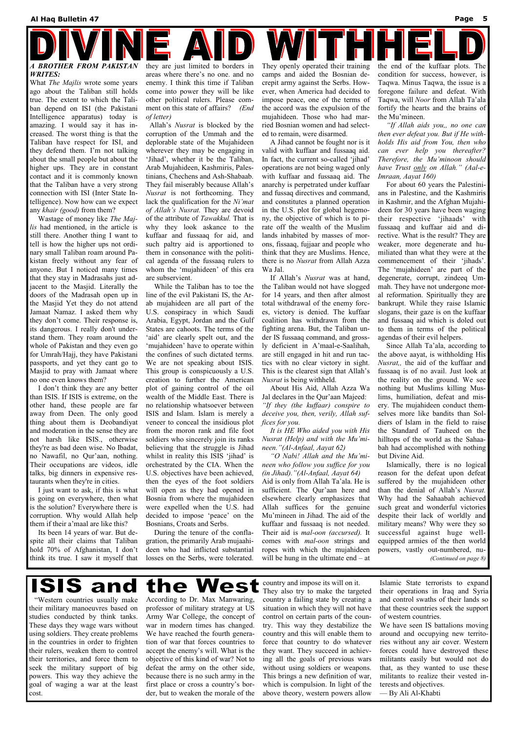# DIVINE AID WITHHELD

***A BROTHER FROM PAKISTAN WRITES:***

What *The Majlis* wrote some years ago about the Taliban still holds true. The extent to which the Taliban depend on ISI (the Pakistani Intelligence apparatus) today is amazing. I would say it has increased. The worst thing is that the Taliban have respect for ISI, and they defend them. I'm not talking about the small people but about the higher ups. They are in constant contact and it is commonly known that the Taliban have a very strong connection with ISI (Inter State Intelligence). Now how can we expect any *khair (good)* from them?

Wastage of money like *The Majlis* had mentioned, in the article is still there. Another thing I want to tell is how the higher ups not ordinary small Taliban roam around Pakistan freely without any fear of anyone. But I noticed many times that they stay in Madrasahs just adjacent to the Masjid. Literally the doors of the Madrasah open up in the Masjid Yet they do not attend Jamaat Namaz. I asked them why they don't come. Their response is, its dangerous. I really don't understand them. They roam around the whole of Pakistan and they even go for Umrah/Hajj, they have Pakistani passports, and yet they cant go to Masjid to pray with Jamaat where no one even knows them?

I don't think they are any better than ISIS. If ISIS is extreme, on the other hand, these people are far away from Deen. The only good thing about them is Deobandiyat and moderation in the sense they are not harsh like ISIS., otherwise they're as bad deen wise. No Ibadat, no Nawafil, no Qur'aan, nothing. Their occupations are videos, idle talks, big dinners in expensive restaurants when they're in cities.

I just want to ask, if this is what is going on everywhere, then what is the solution? Everywhere there is corruption. Why would Allah help them if their a'maal are like this?

Its been 14 years of war. But despite all their claims that Taliban hold 70% of Afghanistan, I don't think its true. I saw it myself that they are just limited to borders in areas where there's no one. and no enemy. I think this time if Taliban come into power they will be like other political rulers. Please comment on this state of affairs? *(End of letter)*

Allah's *Nusrat* is blocked by the corruption of the Ummah and the deplorable state of the Mujahideen wherever they may be engaging in 'Jihad', whether it be the Taliban, Arab Mujahideen, Kashmiris, Palestinians, Chechens and Ash-Shabaab. They fail miserably because Allah's *Nusrat* is not forthcoming. They lack the qualification for the *Ni'mat of Allah's Nusrat.* They are devoid of the attribute of *Tawakkul.* That is why they look askance to the kuffaar and fussaaq for aid, and such paltry aid is apportioned to them in consonance with the political agenda of the fussaaq rulers to whom the 'mujahideen' of this era are subservient.

While the Taliban has to toe the line of the evil Pakistani IS, the Arab mujahideen are all part of the U.S. conspiracy in which Saudi Arabia, Egypt, Jordan and the Gulf States are cahoots. The terms of the 'aid' are clearly spelt out, and the 'mujahideen' have to operate within the confines of such dictated terms. We are not speaking about ISIS. This group is conspicuously a U.S. creation to further the American plot of gaining control of the oil wealth of the Middle East. There is no relationship whatsoever between ISIS and Islam. Islam is merely a veneer to conceal the insidious plot from the moron rank and file foot soldiers who sincerely join its ranks believing that the struggle is Jihad whilst in reality this ISIS 'jihad' is orchestrated by the CIA. When the U.S. objectives have been achieved, then the eyes of the foot soldiers will open as they had opened in Bosnia from where the mujahideen were expelled when the U.S. had decided to impose 'peace' on the Bosnians, Croats and Serbs.

During the tenure of the conflagration, the primarily Arab mujaahideen who had inflicted substantial losses on the Serbs, were tolerated. They openly operated their training camps and aided the Bosnian decrepit army against the Serbs. However, when America had decided to impose peace, one of the terms of the accord was the expulsion of the mujahideen. Those who had married Bosnian women and had selected to remain, were disarmed.

A Jihad cannot be fought nor is it valid with kuffaar and fussaaq aid. In fact, the current so-called 'jihad' operations are not being waged only with kuffaar and fussaaq aid. The anarchy is perpetrated under kuffaar and fussaq directives and command, and constitutes a planned operation in the U.S. plot for global hegemony, the objective of which is to pirate off the wealth of the Muslim lands inhabited by masses of morons, fissaaq, fujjaar and people who think that they are Muslims. Hence, there is no *Nusrat* from Allah Azza Wa Jal.

If Allah's *Nusrat* was at hand, the Taliban would not have slogged for 14 years, and then after almost total withdrawal of the enemy forces, victory is denied. The kuffaar coalition has withdrawn from the fighting arena. But, the Taliban under IS fussaaq command, and grossly deficient in A'maal-e-Saalihah, are still engaged in hit and run tactics with no clear victory in sight. This is the clearest sign that Allah's *Nusrat* is being withheld.

About His Aid, Allah Azza Wa Jal declares in the Qur'aan Majeed:

*"If they (the kuffaar) conspire to deceive you, then, verily, Allah suffices for you.*

*It is HE Who aided you with His Nusrat (Help) and with the Mu'mineen."(Al-Anfaal, Aayat 62)*

*"O Nabi! Allah and the Mu'mineen who follow you suffice for you (in Jihad)."(Al-Anfaal, Aayat 64)*

Aid is only from Allah Ta'ala. He is sufficient. The Qur'aan here and elsewhere clearly emphasizes that Allah suffices for the genuine Mu'mineen in Jihad. The aid of the kuffaar and fussaaq is not needed. Their aid is *mal-oon (accursed).* It comes with *mal-oon* strings and ropes with which the mujahideen will be hung in the ultimate end – at the end of the kuffaar plots. The condition for success, however, is Taqwa. Minus Taqwa, the issue is a foregone failure and defeat. With Taqwa, will *Noor* from Allah Ta'ala fortify the hearts and the brains of the Mu'mineen.

*"If Allah aids you,, no one can then ever defeat you. But if He withholds His aid from You, then who can ever help you thereafter? Therefore, the Mu'minoon should have Trust only on Allah." (Aal-e-Imraan, Aayat 160)*

For about 60 years the Palestinians in Palestine, and the Kashmiris in Kashmir, and the Afghan Mujahideen for 30 years have been waging their respective 'jihaads' with fussaaq and kuffaar aid and directive. What is the result? They are weaker, more degenerate and humiliated than what they were at the commencement of their 'jihads'. The 'mujahideen' are part of the degenerate, corrupt, zindeeq Ummah. They have not undergone moral reformation. Spiritually they are bankrupt. While they raise Islamic slogans, their gaze is on the kuffaar and fussaaq aid which is doled out to them in terms of the political agendas of their evil helpers.

Since Allah Ta'ala, according to the above aayat, is withholding His *Nusrat,,* the aid of the kuffaar and fussaaq is of no avail. Just look at the reality on the ground. We see nothing but Muslims killing Muslims, humiliation, defeat and misery. The mujahideen conduct themselves more like bandits than Soldiers of Islam in the field to raise the Standard of Tauheed on the hilltops of the world as the Sahaabah had accomplished with nothing but Divine Aid.

Islamically, there is no logical reason for the defeat upon defeat suffered by the mujahideen other than the denial of Allah's *Nusrat.* Why had the Sahaabah achieved such great and wonderful victories despite their lack of worldly and military means? Why were they so successful against huge well-equipped armies of the then world powers, vastly out-numbered, nu-

*(Continued on page 8)*

# ISIS and the West

"Western countries usually make their military manoeuvres based on studies conducted by think tanks. These days they wage wars without using soldiers. They create problems in the countries in order to frighten their rulers, weaken them to control their territories, and force them to seek the military support of big powers. This way they achieve the goal of waging a war at the least cost.

According to Dr. Max Manwaring, professor of military strategy at US Army War College, the concept of war in modern times has changed. We have reached the fourth generation of war that forces countries to accept the enemy's will. What is the objective of this kind of war? Not to defeat the army on the other side, because there is no such army in the first place or cross a country's border, but to weaken the morale of the country and impose its will on it.

They also try to make the targeted country a failing state by creating a situation in which they will not have control on certain parts of the country. This way they destabilize the country and this will enable them to force that country to do whatever they want. They succeed in achieving all the goals of previous wars without using soldiers or weapons. This brings a new definition of war, which is compulsion. In light of the above theory, western powers allow Islamic State terrorists to expand their operations in Iraq and Syria and control swaths of their lands so that these countries seek the support of western countries.

We have seen IS battalions moving around and occupying new territories without any air cover. Western forces could have destroyed these militants easily but would not do that, as they wanted to use these militants to realize their vested interests and objectives.

— By Ali Al-Khabti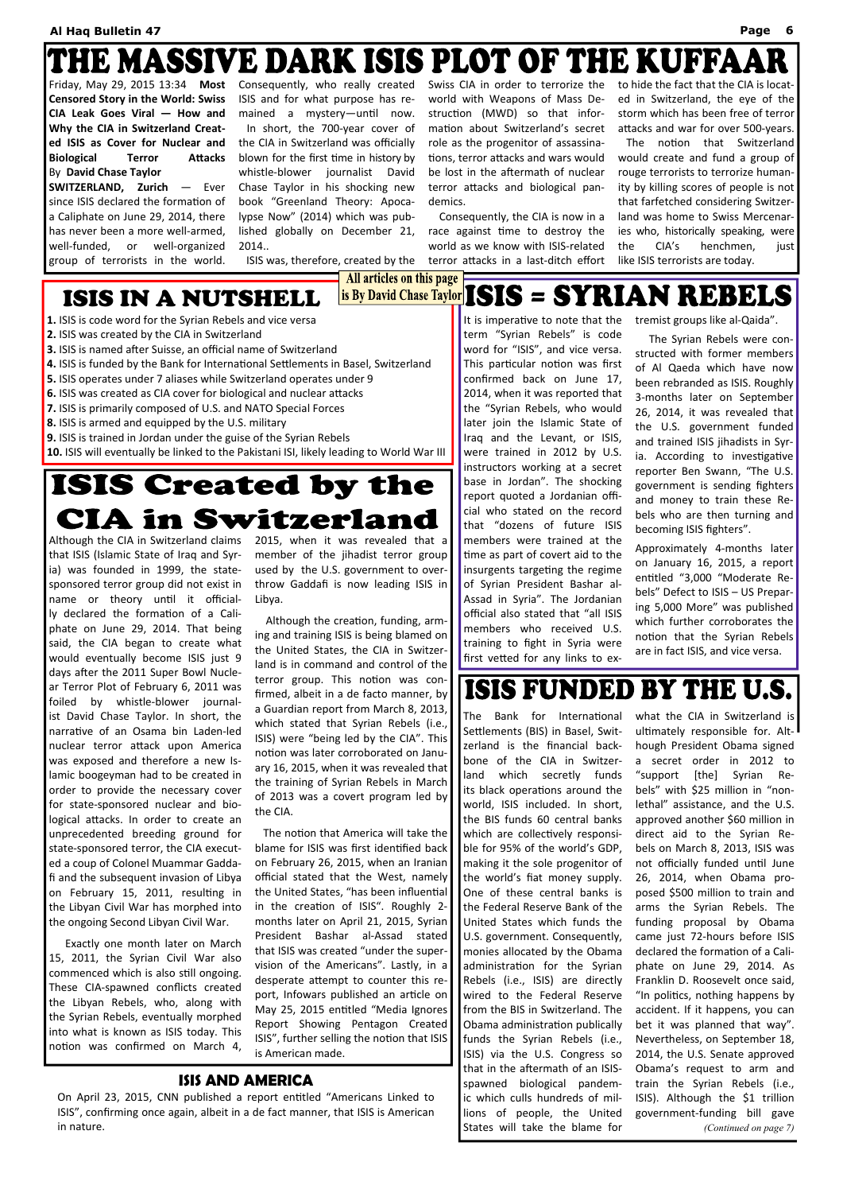# THE MASSIVE DARK ISIS PLOT OF THE KUFFAAR

Friday, May 29, 2015 13:34 **Most Censored Story in the World: Swiss CIA Leak Goes Viral — How and Why the CIA in Switzerland Created ISIS as Cover for Nuclear and Biological Terror Attacks** By **David Chase Taylor**

**SWITZERLAND, Zurich** — Ever since ISIS declared the formation of a Caliphate on June 29, 2014, there has never been a more well-armed, well-funded, or well-organized group of terrorists in the world. Consequently, who really created ISIS and for what purpose has remained a mystery—until now.

In short, the 700-year cover of the CIA in Switzerland was officially blown for the first time in history by whistle-blower journalist David Chase Taylor in his shocking new book "Greenland Theory: Apocalypse Now" (2014) which was published globally on December 21, 2014..

ISIS was, therefore, created by the Swiss CIA in order to terrorize the world with Weapons of Mass Destruction (MWD) so that information about Switzerland's secret role as the progenitor of assassinations, terror attacks and wars would be lost in the aftermath of nuclear terror attacks and biological pandemics.

Consequently, the CIA is now in a race against time to destroy the world as we know with ISIS-related terror attacks in a last-ditch effort to hide the fact that the CIA is located in Switzerland, the eye of the storm which has been free of terror attacks and war for over 500-years.

The notion that Switzerland would create and fund a group of rouge terrorists to terrorize humanity by killing scores of people is not that farfetched considering Switzerland was home to Swiss Mercenaries who, historically speaking, were the CIA's henchmen, just like ISIS terrorists are today.

**All articles on this page is By David Chase Taylor**

## ISIS IN A NUTSHELL

1. ISIS is code word for the Syrian Rebels and vice versa
2. ISIS was created by the CIA in Switzerland
3. ISIS is named after Suisse, an official name of Switzerland
4. ISIS is funded by the Bank for International Settlements in Basel, Switzerland
5. ISIS operates under 7 aliases while Switzerland operates under 9
6. ISIS was created as CIA cover for biological and nuclear attacks
7. ISIS is primarily composed of U.S. and NATO Special Forces
8. ISIS is armed and equipped by the U.S. military
9. ISIS is trained in Jordan under the guise of the Syrian Rebels
10. ISIS will eventually be linked to the Pakistani ISI, likely leading to World War III

## ISIS Created by the CIA in Switzerland

Although the CIA in Switzerland claims that ISIS (Islamic State of Iraq and Syria) was founded in 1999, the state-sponsored terror group did not exist in name or theory until it officially declared the formation of a Caliphate on June 29, 2014. That being said, the CIA began to create what would eventually become ISIS just 9 days after the 2011 Super Bowl Nuclear Terror Plot of February 6, 2011 was foiled by whistle-blower journalist David Chase Taylor. In short, the narrative of an Osama bin Laden-led nuclear terror attack upon America was exposed and therefore a new Islamic boogeyman had to be created in order to provide the necessary cover for state-sponsored nuclear and biological attacks. In order to create an unprecedented breeding ground for state-sponsored terror, the CIA executed a coup of Colonel Muammar Gaddafi and the subsequent invasion of Libya on February 15, 2011, resulting in the Libyan Civil War has morphed into the ongoing Second Libyan Civil War.

Exactly one month later on March 15, 2011, the Syrian Civil War also commenced which is also still ongoing. These CIA-spawned conflicts created the Libyan Rebels, who, along with the Syrian Rebels, eventually morphed into what is known as ISIS today. This notion was confirmed on March 4, 2015, when it was revealed that a member of the jihadist terror group used by the U.S. government to overthrow Gaddafi is now leading ISIS in Libya.

Although the creation, funding, arming and training ISIS is being blamed on the United States, the CIA in Switzerland is in command and control of the terror group. This notion was confirmed, albeit in a de facto manner, by a Guardian report from March 8, 2013, which stated that Syrian Rebels (i.e., ISIS) were "being led by the CIA". This notion was later corroborated on January 16, 2015, when it was revealed that the training of Syrian Rebels in March of 2013 was a covert program led by the CIA.

The notion that America will take the blame for ISIS was first identified back on February 26, 2015, when an Iranian official stated that the West, namely the United States, "has been influential in the creation of ISIS". Roughly 2-months later on April 21, 2015, Syrian President Bashar al-Assad stated that ISIS was created "under the supervision of the Americans". Lastly, in a desperate attempt to counter this report, Infowars published an article on May 25, 2015 entitled "Media Ignores Report Showing Pentagon Created ISIS", further selling the notion that ISIS is American made.

### ISIS AND AMERICA

On April 23, 2015, CNN published a report entitled "Americans Linked to ISIS", confirming once again, albeit in a de fact manner, that ISIS is American in nature.

## ISIS = SYRIAN REBELS

It is imperative to note that the term "Syrian Rebels" is code word for "ISIS", and vice versa. This particular notion was first confirmed back on June 17, 2014, when it was reported that the "Syrian Rebels, who would later join the Islamic State of Iraq and the Levant, or ISIS, were trained in 2012 by U.S. instructors working at a secret base in Jordan". The shocking report quoted a Jordanian official who stated on the record that "dozens of future ISIS members were trained at the time as part of covert aid to the insurgents targeting the regime of Syrian President Bashar al-Assad in Syria". The Jordanian official also stated that "all ISIS members who received U.S. training to fight in Syria were first vetted for any links to extremist groups like al-Qaida".

The Syrian Rebels were constructed with former members of Al Qaeda which have now been rebranded as ISIS. Roughly 3-months later on September 26, 2014, it was revealed that the U.S. government funded and trained ISIS jihadists in Syria. According to investigative reporter Ben Swann, "The U.S. government is sending fighters and money to train these Rebels who are then turning and becoming ISIS fighters".

Approximately 4-months later on January 16, 2015, a report entitled "3,000 "Moderate Rebels" Defect to ISIS – US Preparing 5,000 More" was published which further corroborates the notion that the Syrian Rebels are in fact ISIS, and vice versa.

## ISIS FUNDED BY THE U.S.

The Bank for International Settlements (BIS) in Basel, Switzerland is the financial backbone of the CIA in Switzerland which secretly funds its black operations around the world, ISIS included. In short, the BIS funds 60 central banks which are collectively responsible for 95% of the world's GDP, making it the sole progenitor of the world's fiat money supply. One of these central banks is the Federal Reserve Bank of the United States which funds the U.S. government. Consequently, monies allocated by the Obama administration for the Syrian Rebels (i.e., ISIS) are directly wired to the Federal Reserve from the BIS in Switzerland. The Obama administration publically funds the Syrian Rebels (i.e., ISIS) via the U.S. Congress so that in the aftermath of an ISIS-spawned biological pandemic which culls hundreds of millions of people, the United States will take the blame for what the CIA in Switzerland is ultimately responsible for. Although President Obama signed a secret order in 2012 to "support [the] Syrian Rebels" with $25 million in "non-lethal" assistance, and the U.S. approved another $60 million in direct aid to the Syrian Rebels on March 8, 2013, ISIS was not officially funded until June 26, 2014, when Obama proposed $500 million to train and arms the Syrian Rebels. The funding proposal by Obama came just 72-hours before ISIS declared the formation of a Caliphate on June 29, 2014. As Franklin D. Roosevelt once said, "In politics, nothing happens by accident. If it happens, you can bet it was planned that way". Nevertheless, on September 18, 2014, the U.S. Senate approved Obama's request to arm and train the Syrian Rebels (i.e., ISIS). Although the $1 trillion government-funding bill gave

*(Continued on page 7)*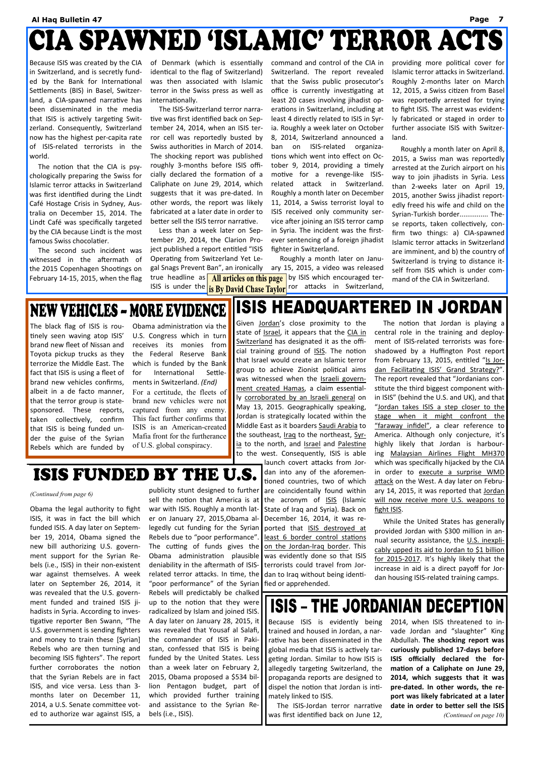# CIA SPAWNED 'ISLAMIC' TERROR ACTS

Because ISIS was created by the CIA in Switzerland, and is secretly funded by the Bank for International Settlements (BIS) in Basel, Switzerland, a CIA-spawned narrative has been disseminated in the media that ISIS is actively targeting Switzerland. Consequently, Switzerland now has the highest per-capita rate of ISIS-related terrorists in the world.

The notion that the CIA is psychologically preparing the Swiss for Islamic terror attacks in Switzerland was first identified during the Lindt Café Hostage Crisis in Sydney, Australia on December 15, 2014. The Lindt Café was specifically targeted by the CIA because Lindt is the most famous Swiss chocolatier.

The second such incident was witnessed in the aftermath of the 2015 Copenhagen Shootings on February 14-15, 2015, when the flag of Denmark (which is essentially identical to the flag of Switzerland) was then associated with Islamic terror in the Swiss press as well as internationally.

The ISIS-Switzerland terror narrative was first identified back on September 24, 2014, when an ISIS terror cell was reportedly busted by Swiss authorities in March of 2014. The shocking report was published roughly 3-months before ISIS officially declared the formation of a Caliphate on June 29, 2014, which suggests that it was pre-dated. In other words, the report was likely fabricated at a later date in order to better sell the ISIS terror narrative.

Less than a week later on September 29, 2014, the Clarion Project published a report entitled "ISIS Operating from Switzerland Yet Legal Snags Prevent Ban", an ironically true headline as ISIS is under the command and control of the CIA in Switzerland. The report revealed that the Swiss public prosecutor's office is currently investigating at least 20 cases involving jihadist operations in Switzerland, including at least 4 directly related to ISIS in Syria. Roughly a week later on October 8, 2014, Switzerland announced a ban on ISIS-related organizations which went into effect on October 9, 2014, providing a timely motive for a revenge-like ISIS-related attack in Switzerland. Roughly a month later on December 11, 2014, a Swiss terrorist loyal to ISIS received only community service after joining an ISIS terror camp in Syria. The incident was the first-ever sentencing of a foreign jihadist fighter in Switzerland.

Roughly a month later on January 15, 2015, a video was released by ISIS which encouraged terror attacks in Switzerland, providing more political cover for Islamic terror attacks in Switzerland. Roughly 2-months later on March 12, 2015, a Swiss citizen from Basel was reportedly arrested for trying to fight ISIS. The arrest was evidently fabricated or staged in order to further associate ISIS with Switzerland.

Roughly a month later on April 8, 2015, a Swiss man was reportedly arrested at the Zurich airport on his way to join jihadists in Syria. Less than 2-weeks later on April 19, 2015, another Swiss jihadist reportedly freed his wife and child on the Syrian-Turkish border............... These reports, taken collectively, confirm two things: a) CIA-spawned Islamic terror attacks in Switzerland are imminent, and b) the country of Switzerland is trying to distance itself from ISIS which is under command of the CIA in Switzerland.

**All articles on this page is By David Chase Taylor**

# NEW VEHICLES - MORE EVIDENCE

The black flag of ISIS is routinely seen waving atop ISIS' brand new fleet of Nissan and Toyota pickup trucks as they terrorize the Middle East. The fact that ISIS is using a fleet of brand new vehicles confirms, albeit in a de facto manner, that the terror group is state-sponsored. These reports, taken collectively, confirm that ISIS is being funded under the guise of the Syrian Rebels which are funded by Obama administration via the U.S. Congress which in turn receives its monies from the Federal Reserve Bank which is funded by the Bank for International Settlements in Switzerland. *(End)*

For a certitude, the fleets of brand new vehicles were not captured from any enemy. This fact further confirms that ISIS is an American-created Mafia front for the furtherance of U.S. global conspiracy.

# ISIS HEADQUARTERED IN JORDAN

Given Jordan's close proximity to the state of Israel, it appears that the CIA in Switzerland has designated it as the official training ground of ISIS. The notion that Israel would create an Islamic terror group to achieve Zionist political aims was witnessed when the Israeli government created Hamas, a claim essentially corroborated by an Israeli general on May 13, 2015. Geographically speaking, Jordan is strategically located within the Middle East as it boarders Saudi Arabia to the southeast, Iraq to the northeast, Syria to the north, and Israel and Palestine to the west. Consequently, ISIS is able launch covert attacks from Jordan into any of the aforementioned countries, two of which are coincidentally found within the acronym of ISIS (Islamic State of Iraq and Syria). Back on December 16, 2014, it was reported that ISIS destroyed at least 6 border control stations on the Jordan-Iraq border. This was evidently done so that ISIS terrorists could travel from Jordan to Iraq without being identified or apprehended.

The notion that Jordan is playing a central role in the training and deployment of ISIS-related terrorists was foreshadowed by a Huffington Post report from February 13, 2015, entitled "Is Jordan Facilitating ISIS' Grand Strategy?". The report revealed that "Jordanians constitute the third biggest component within ISIS" (behind the U.S. and UK), and that "Jordan takes ISIS a step closer to the stage when it might confront the "faraway infidel", a clear reference to America. Although only conjecture, it's highly likely that Jordan is harbouring Malaysian Airlines Flight MH370 which was specifically hijacked by the CIA in order to execute a surprise WMD attack on the West. A day later on February 14, 2015, it was reported that Jordan will now receive more U.S. weapons to fight ISIS.

While the United States has generally provided Jordan with $300 million in annual security assistance, the U.S. inexplicably upped its aid to Jordan to $1 billion for 2015-2017. It's highly likely that the increase in aid is a direct payoff for Jordan housing ISIS-related training camps.

# ISIS FUNDED BY THE U.S.

*(Continued from page 6)*

Obama the legal authority to fight ISIS, it was in fact the bill which funded ISIS. A day later on September 19, 2014, Obama signed the new bill authorizing U.S. government support for the Syrian Rebels (i.e., ISIS) in their non-existent war against themselves. A week later on September 26, 2014, it was revealed that the U.S. government funded and trained ISIS jihadists in Syria. According to investigative reporter Ben Swann, "The U.S. government is sending fighters and money to train these [Syrian] Rebels who are then turning and becoming ISIS fighters". The report further corroborates the notion that the Syrian Rebels are in fact ISIS, and vice versa. Less than 3-months later on December 11, 2014, a U.S. Senate committee voted to authorize war against ISIS, a publicity stunt designed to further sell the notion that America is at war with ISIS. Roughly a month later on January 27, 2015,Obama allegedly cut funding for the Syrian Rebels due to "poor performance". The cutting of funds gives the Obama administration plausible deniability in the aftermath of ISIS-related terror attacks. In time, the "poor performance" of the Syrian Rebels will predictably be chalked up to the notion that they were radicalized by Islam and joined ISIS. A day later on January 28, 2015, it was revealed that Yousaf al Salafi, the commander of ISIS in Pakistan, confessed that ISIS is being funded by the United States. Less than a week later on February 2, 2015, Obama proposed a $534 billion Pentagon budget, part of which provided further training and assistance to the Syrian Rebels (i.e., ISIS).

# ISIS – THE JORDANIAN DECEPTION

Because ISIS is evidently being trained and housed in Jordan, a narrative has been disseminated in the global media that ISIS is actively targeting Jordan. Similar to how ISIS is allegedly targeting Switzerland, the propaganda reports are designed to dispel the notion that Jordan is intimately linked to ISIS.

The ISIS-Jordan terror narrative was first identified back on June 12, 2014, when ISIS threatened to invade Jordan and "slaughter" King Abdullah. **The shocking report was curiously published 17-days before ISIS officially declared the formation of a Caliphate on June 29, 2014, which suggests that it was pre-dated. In other words, the report was likely fabricated at a later date in order to better sell the ISIS**

*(Continued on page 10)*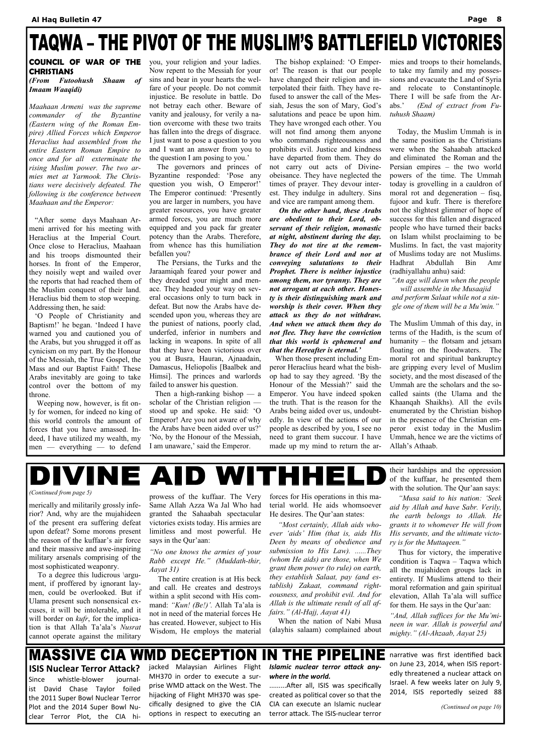# TAQWA – THE PIVOT OF THE MUSLIM'S BATTLEFIELD VICTORIES

## COUNCIL OF WAR OF THE CHRISTIANS

***(From Futoohush Shaam of Imaam Waaqidi)***

*Maahaan Armeni was the supreme commander of the Byzantine (Eastern wing of the Roman Empire) Allied Forces which Emperor Heraclius had assembled from the entire Eastern Roman Empire to once and for all exterminate the rising Muslim power. The two armies met at Yarmook. The Christians were decisively defeated. The following is the conference between Maahaan and the Emperor:*

"After some days Maahaan Armeni arrived for his meeting with Heraclius at the Imperial Court. Once close to Heraclius, Maahaan and his troops dismounted their horses. In front of the Emperor, they noisily wept and wailed over the reports that had reached them of the Muslim conquest of their land. Heraclius bid them to stop weeping. Addressing then, he said:

'O People of Christianity and Baptism!' he began. 'Indeed I have warned you and cautioned you of the Arabs, but you shrugged it off as cynicism on my part. By the Honour of the Messiah, the True Gospel, the Mass and our Baptist Faith! These Arabs inevitably are going to take control over the bottom of my throne.

Weeping now, however, is fit only for women, for indeed no king of this world controls the amount of forces that you have amassed. Indeed, I have utilized my wealth, my men — everything — to defend you, your religion and your ladies. Now repent to the Messiah for your sins and bear in your hearts the welfare of your people. Do not commit injustice. Be resolute in battle. Do not betray each other. Beware of vanity and jealousy, for verily a nation overcome with these two traits has fallen into the dregs of disgrace. I just want to pose a question to you and I want an answer from you to the question I am posing to you.'

The governors and princes of Byzantine responded: 'Pose any question you wish, O Emperor!' The Emperor continued: 'Presently you are larger in numbers, you have greater resources, you have greater armed forces, you are much more equipped and you pack far greater potency than the Arabs. Therefore, from whence has this humiliation befallen you?

The Persians, the Turks and the Jaraamiqah feared your power and they dreaded your might and menace. They headed your way on several occasions only to turn back in defeat. But now the Arabs have descended upon you, whereas they are the puniest of nations, poorly clad, underfed, inferior in numbers and lacking in weapons. In spite of all that they have been victorious over you at Busra, Hauran, Ajnaadain, Damascus, Heliopolis [Baalbek and Himsi]. The princes and warlords failed to answer his question.

Then a high-ranking bishop — a scholar of the Christian religion — stood up and spoke. He said: 'O Emperor! Are you not aware of why the Arabs have been aided over us?' 'No, by the Honour of the Messiah, I am unaware,' said the Emperor.

The bishop explained: 'O Emperor! The reason is that our people have changed their religion and interpolated their faith. They have refused to answer the call of the Messiah, Jesus the son of Mary, God's salutations and peace be upon him. They have wronged each other. You will not find among them anyone who commands righteousness and prohibits evil. Justice and kindness have departed from them. They do not carry out acts of Divine-obeisance. They have neglected the times of prayer. They devour interest. They indulge in adultery. Sins and vice are rampant among them.

***On the other hand, these Arabs are obedient to their Lord, observant of their religion, monastic at night, abstinent during the day. They do not tire at the remembrance of their Lord and nor at conveying salutations to their Prophet. There is neither injustice among them, nor tyranny. They are not arrogant at each other. Honesty is their distinguishing mark and worship is their cover. When they attack us they do not withdraw. And when we attack them they do not flee. They have the conviction that this world is ephemeral and that the Hereafter is eternal.'***

When those present including Emperor Heraclius heard what the bishop had to say they agreed. 'By the Honour of the Messiah?' said the Emperor. You have indeed spoken the truth. That is the reason for the Arabs being aided over us, undoubtedly. In view of the actions of our people as described by you, I see no need to grant them succour. I have made up my mind to return the armies and troops to their homelands, to take my family and my possessions and evacuate the Land of Syria and relocate to Constantinople. There I will be safe from the Arabs.' *(End of extract from Futuhush Shaam)*

Today, the Muslim Ummah is in the same position as the Christians were when the Sahaabah attacked and eliminated the Roman and the Persian empires – the two world powers of the time. The Ummah today is grovelling in a cauldron of moral rot and degeneration – fisq, fujoor and kufr. There is therefore not the slightest glimmer of hope of success for this fallen and disgraced people who have turned their backs on Islam whilst proclaiming to be Muslims. In fact, the vast majority of Muslims today are not Muslims. Hadhrat Abdullah Bin Amr (radhiyallahu anhu) said:

*"An age will dawn when the people will assemble in the Musaajid and perform Salaat while not a single one of them will be a Mu'min."*

The Muslim Ummah of this day, in terms of the Hadith, is the scum of humanity – the flotsam and jetsam floating on the floodwaters. The moral rot and spiritual bankruptcy are gripping every level of Muslim society, and the most diseased of the Ummah are the scholars and the so-called saints (the Ulama and the Khaanqah Shaikhs). All the evils enumerated by the Christian bishop in the presence of the Christian emperor exist today in the Muslim Ummah, hence we are the victims of Allah's Athaab.

# DIVINE AID WITHHELD

*(Continued from page 5)*

merically and militarily grossly inferior? And, why are the mujahideen of the present era suffering defeat upon defeat? Some morons present the reason of the kuffaar's air force and their massive and awe-inspiring military arsenals comprising of the most sophisticated weaponry.

To a degree this ludicrous \argument, if proffered by ignorant laymen, could be overlooked. But if Ulama present such nonsensical excuses, it will be intolerable, and it will border on *kufr*, for the implication is that Allah Ta'ala's *Nusrat* cannot operate against the military prowess of the kuffaar. The Very Same Allah Azza Wa Jal Who had granted the Sahaabah spectacular victories exists today. His armies are limitless and most powerful. He says in the Qur'aan:

*"No one knows the armies of your Rabb except He." (Muddath-thir, Aayat 31)*

The entire creation is at His beck and call. He creates and destroys within a split second with His command: *"Kun! (Be!)'.* Allah Ta'ala is not in need of the material forces He has created. However, subject to His Wisdom, He employs the material forces for His operations in this material world. He aids whomsoever He desires. The Qur'aan states:

*"Most certainly, Allah aids whoever 'aids' Him (that is, aids His Deen by means of obedience and submission to His Law). ......They (whom He aids) are those, when We grant them power (to rule) on earth, they establish Salaat, pay (and establish) Zakaat, command righteousness, and prohibit evil. And for Allah is the ultimate result of all affairs." (Al-Hajj, Aayat 41)*

When the nation of Nabi Musa (alayhis salaam) complained about their hardships and the oppression of the kuffaar, he presented them with the solution. The Qur'aan says:

*"Musa said to his nation: 'Seek aid by Allah and have Sabr. Verily, the earth belongs to Allah. He grants it to whomever He will from His servants, and the ultimate victory is for the Muttaqeen."*

Thus for victory, the imperative condition is Taqwa – Taqwa which all the mujahideen groups lack in entirety. If Muslims attend to their moral reformation and gain spiritual elevation, Allah Ta'ala will suffice for them. He says in the Qur'aan:

*"And, Allah suffices for the Mu'mineen in war. Allah is powerful and mighty." (Al-Ahzaab, Aayat 25)*

# MASSIVE CIA WMD DECEPTION IN THE PIPELINE

### ISIS Nuclear Terror Attack?

Since whistle-blower journalist David Chase Taylor foiled the 2011 Super Bowl Nuclear Terror Plot and the 2014 Super Bowl Nuclear Terror Plot, the CIA hijacked Malaysian Airlines Flight MH370 in order to execute a surprise WMD attack on the West. The hijacking of Flight MH370 was specifically designed to give the CIA options in respect to executing an ***Islamic nuclear terror attack anywhere in the world.***

.........After all, ISIS was specifically created as political cover so that the CIA can execute an Islamic nuclear terror attack. The ISIS-nuclear terror narrative was first identified back on June 23, 2014, when ISIS reportedly threatened a nuclear attack on Israel. A few weeks later on July 9, 2014, ISIS reportedly seized 88

*(Continued on page 10)*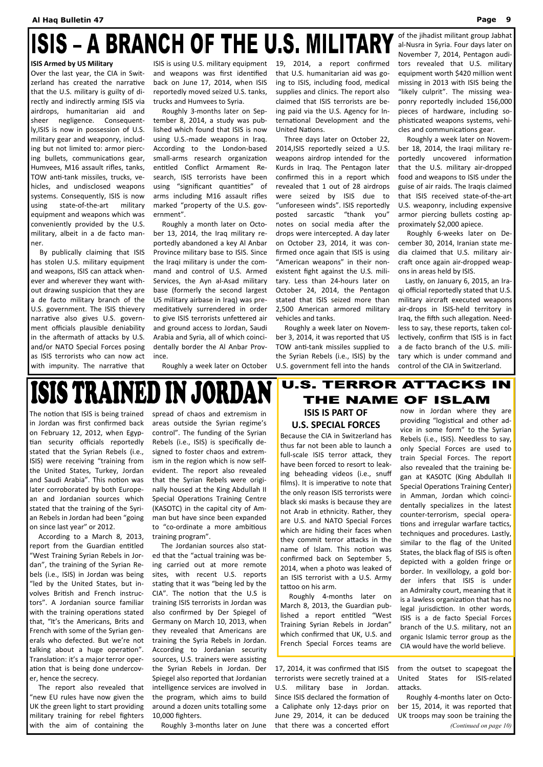# ISIS – A BRANCH OF THE U.S. MILITARY

### ISIS Armed by US Military

Over the last year, the CIA in Switzerland has created the narrative that the U.S. military is guilty of directly and indirectly arming ISIS via airdrops, humanitarian aid and sheer negligence. Consequently,ISIS is now in possession of U.S. military gear and weaponry, including but not limited to: armor piercing bullets, communications gear, Humvees, M16 assault rifles, tanks, TOW anti-tank missiles, trucks, vehicles, and undisclosed weapons systems. Consequently, ISIS is now using state-of-the-art military equipment and weapons which was conveniently provided by the U.S. military, albeit in a de facto manner.

By publically claiming that ISIS has stolen U.S. military equipment and weapons, ISIS can attack whenever and wherever they want without drawing suspicion that they are a de facto military branch of the U.S. government. The ISIS thievery narrative also gives U.S. government officials plausible deniability in the aftermath of attacks by U.S. and/or NATO Special Forces posing as ISIS terrorists who can now act with impunity. The narrative that ISIS is using U.S. military equipment and weapons was first identified back on June 17, 2014, when ISIS reportedly moved seized U.S. tanks, trucks and Humvees to Syria.

Roughly 3-months later on September 8, 2014, a study was published which found that ISIS is now using U.S.-made weapons in Iraq. According to the London-based small-arms research organization entitled Conflict Armament Research, ISIS terrorists have been using "significant quantities" of arms including M16 assault rifles marked "property of the U.S. government".

Roughly a month later on October 13, 2014, the Iraq military reportedly abandoned a key Al Anbar Province military base to ISIS. Since the Iraqi military is under the command and control of U.S. Armed Services, the Ayn al-Asad military base (formerly the second largest US military airbase in Iraq) was premeditatively surrendered in order to give ISIS terrorists unfettered air and ground access to Jordan, Saudi Arabia and Syria, all of which coincidentally border the Al Anbar Province.

Roughly a week later on October 19, 2014, a report confirmed that U.S. humanitarian aid was going to ISIS, including food, medical supplies and clinics. The report also claimed that ISIS terrorists are being paid via the U.S. Agency for International Development and the United Nations.

Three days later on October 22, 2014,ISIS reportedly seized a U.S. weapons airdrop intended for the Kurds in Iraq. The Pentagon later confirmed this in a report which revealed that 1 out of 28 airdrops were seized by ISIS due to "unforeseen winds". ISIS reportedly posted sarcastic "thank you" notes on social media after the drops were intercepted. A day later on October 23, 2014, it was confirmed once again that ISIS is using "American weapons" in their nonexistent fight against the U.S. military. Less than 24-hours later on October 24, 2014, the Pentagon stated that ISIS seized more than 2,500 American armored military vehicles and tanks.

Roughly a week later on November 3, 2014, it was reported that US TOW anti-tank missiles supplied to the Syrian Rebels (i.e., ISIS) by the U.S. government fell into the hands of the jihadist militant group Jabhat al-Nusra in Syria. Four days later on November 7, 2014, Pentagon auditors revealed that U.S. military equipment worth $420 million went missing in 2013 with ISIS being the "likely culprit". The missing weaponry reportedly included 156,000 pieces of hardware, including sophisticated weapons systems, vehicles and communications gear.

Roughly a week later on November 18, 2014, the Iraqi military reportedly uncovered information that the U.S. military air-dropped food and weapons to ISIS under the guise of air raids. The Iraqis claimed that ISIS received state-of-the-art U.S. weaponry, including expensive armor piercing bullets costing approximately $2,000 apiece.

Roughly 6-weeks later on December 30, 2014, Iranian state media claimed that U.S. military aircraft once again air-dropped weapons in areas held by ISIS.

Lastly, on January 6, 2015, an Iraqi official reportedly stated that U.S. military aircraft executed weapons air-drops in ISIS-held territory in Iraq, the fifth such allegation. Needless to say, these reports, taken collectively, confirm that ISIS is in fact a de facto branch of the U.S. military which is under command and control of the CIA in Switzerland.

# ISIS TRAINED IN JORDAN

The notion that ISIS is being trained in Jordan was first confirmed back on February 12, 2012, when Egyptian security officials reportedly stated that the Syrian Rebels (i.e., ISIS) were receiving "training from the United States, Turkey, Jordan and Saudi Arabia". This notion was later corroborated by both European and Jordanian sources which stated that the training of the Syrian Rebels in Jordan had been "going on since last year" or 2012.

According to a March 8, 2013, report from the Guardian entitled "West Training Syrian Rebels in Jordan", the training of the Syrian Rebels (i.e., ISIS) in Jordan was being "led by the United States, but involves British and French instructors". A Jordanian source familiar with the training operations stated that, "It's the Americans, Brits and French with some of the Syrian generals who defected. But we're not talking about a huge operation". Translation: it's a major terror operation that is being done undercover, hence the secrecy.

The report also revealed that "new EU rules have now given the UK the green light to start providing military training for rebel fighters with the aim of containing the spread of chaos and extremism in areas outside the Syrian regime's control". The funding of the Syrian Rebels (i.e., ISIS) is specifically designed to foster chaos and extremism in the region which is now self-evident. The report also revealed that the Syrian Rebels were originally housed at the King Abdullah II Special Operations Training Centre (KASOTC) in the capital city of Amman but have since been expanded to "co-ordinate a more ambitious training program".

The Jordanian sources also stated that the "actual training was being carried out at more remote sites, with recent U.S. reports stating that it was "being led by the CIA". The notion that the U.S is training ISIS terrorists in Jordan was also confirmed by Der Spiegel of Germany on March 10, 2013, when they revealed that Americans are training the Syria Rebels in Jordan. According to Jordanian security sources, U.S. trainers were assisting the Syrian Rebels in Jordan. Der Spiegel also reported that Jordanian intelligence services are involved in the program, which aims to build around a dozen units totalling some 10,000 fighters.

Roughly 3-months later on June 17, 2014, it was confirmed that ISIS terrorists were secretly trained at a U.S. military base in Jordan. Since ISIS declared the formation of a Caliphate only 12-days prior on June 29, 2014, it can be deduced that there was a concerted effort from the outset to scapegoat the United States for ISIS-related attacks.

Roughly 4-months later on October 15, 2014, it was reported that UK troops may soon be training the

*(Continued on page 10)*

# U.S. TERROR ATTACKS IN THE NAME OF ISLAM

## ISIS IS PART OF U.S. SPECIAL FORCES

Because the CIA in Switzerland has thus far not been able to launch a full-scale ISIS terror attack, they have been forced to resort to leaking beheading videos (i.e., snuff films). It is imperative to note that the only reason ISIS terrorists were black ski masks is because they are not Arab in ethnicity. Rather, they are U.S. and NATO Special Forces which are hiding their faces when they commit terror attacks in the name of Islam. This notion was confirmed back on September 5, 2014, when a photo was leaked of an ISIS terrorist with a U.S. Army tattoo on his arm.

Roughly 4-months later on March 8, 2013, the Guardian published a report entitled "West Training Syrian Rebels in Jordan" which confirmed that UK, U.S. and French Special Forces teams are now in Jordan where they are providing "logistical and other advice in some form" to the Syrian Rebels (i.e., ISIS). Needless to say, only Special Forces are used to train Special Forces. The report also revealed that the training began at KASOTC (King Abdullah II Special Operations Training Center) in Amman, Jordan which coincidentally specializes in the latest counter-terrorism, special operations and irregular warfare tactics, techniques and procedures. Lastly, similar to the flag of the United States, the black flag of ISIS is often depicted with a golden fringe or border. In vexillology, a gold border infers that ISIS is under an Admiralty court, meaning that it is a lawless organization that has no legal jurisdiction. In other words, ISIS is a de facto Special Forces branch of the U.S. military, not an organic Islamic terror group as the CIA would have the world believe.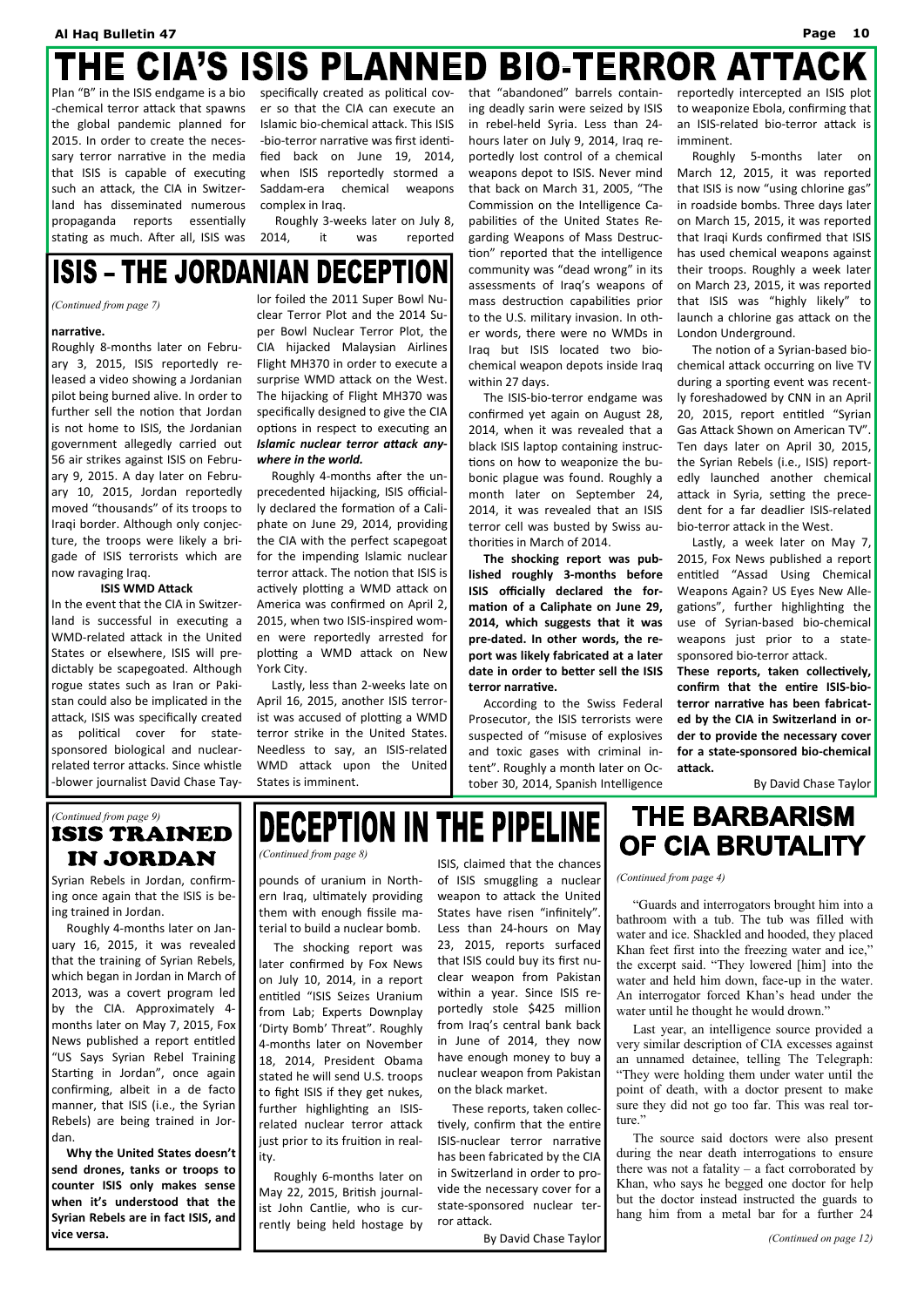# THE CIA'S ISIS PLANNED BIO-TERROR ATTACK

Plan "B" in the ISIS endgame is a bio-chemical terror attack that spawns the global pandemic planned for 2015. In order to create the necessary terror narrative in the media that ISIS is capable of executing such an attack, the CIA in Switzerland has disseminated numerous propaganda reports essentially stating as much. After all, ISIS was specifically created as political cover so that the CIA can execute an Islamic bio-chemical attack. This ISIS-bio-terror narrative was first identified back on June 19, 2014, when ISIS reportedly stormed a Saddam-era chemical weapons complex in Iraq.

Roughly 3-weeks later on July 8, 2014, it was reported that "abandoned" barrels containing deadly sarin were seized by ISIS in rebel-held Syria. Less than 24-hours later on July 9, 2014, Iraq reportedly lost control of a chemical weapons depot to ISIS. Never mind that back on March 31, 2005, "The Commission on the Intelligence Capabilities of the United States Regarding Weapons of Mass Destruction" reported that the intelligence community was "dead wrong" in its assessments of Iraq's weapons of mass destruction capabilities prior to the U.S. military invasion. In other words, there were no WMDs in Iraq but ISIS located two biochemical weapon depots inside Iraq within 27 days.

The ISIS-bio-terror endgame was confirmed yet again on August 28, 2014, when it was revealed that a black ISIS laptop containing instructions on how to weaponize the bubonic plague was found. Roughly a month later on September 24, 2014, it was revealed that an ISIS terror cell was busted by Swiss authorities in March of 2014.

**The shocking report was published roughly 3-months before ISIS officially declared the formation of a Caliphate on June 29, 2014, which suggests that it was pre-dated. In other words, the report was likely fabricated at a later date in order to better sell the ISIS terror narrative.**

According to the Swiss Federal Prosecutor, the ISIS terrorists were suspected of "misuse of explosives and toxic gases with criminal intent". Roughly a month later on October 30, 2014, Spanish Intelligence reportedly intercepted an ISIS plot to weaponize Ebola, confirming that an ISIS-related bio-terror attack is imminent.

Roughly 5-months later on March 12, 2015, it was reported that ISIS is now "using chlorine gas" in roadside bombs. Three days later on March 15, 2015, it was reported that Iraqi Kurds confirmed that ISIS has used chemical weapons against their troops. Roughly a week later on March 23, 2015, it was reported that ISIS was "highly likely" to launch a chlorine gas attack on the London Underground.

The notion of a Syrian-based biochemical attack occurring on live TV during a sporting event was recently foreshadowed by CNN in an April 20, 2015, report entitled "Syrian Gas Attack Shown on American TV". Ten days later on April 30, 2015, the Syrian Rebels (i.e., ISIS) reportedly launched another chemical attack in Syria, setting the precedent for a far deadlier ISIS-related bio-terror attack in the West.

Lastly, a week later on May 7, 2015, Fox News published a report entitled "Assad Using Chemical Weapons Again? US Eyes New Allegations", further highlighting the use of Syrian-based bio-chemical weapons just prior to a state-sponsored bio-terror attack.

**These reports, taken collectively, confirm that the entire ISIS-bio-terror narrative has been fabricated by the CIA in Switzerland in order to provide the necessary cover for a state-sponsored bio-chemical attack.**

By David Chase Taylor

# ISIS – THE JORDANIAN DECEPTION

*(Continued from page 7)*

**narrative.**

Roughly 8-months later on February 3, 2015, ISIS reportedly released a video showing a Jordanian pilot being burned alive. In order to further sell the notion that Jordan is not home to ISIS, the Jordanian government allegedly carried out 56 air strikes against ISIS on February 9, 2015. A day later on February 10, 2015, Jordan reportedly moved "thousands" of its troops to Iraqi border. Although only conjecture, the troops were likely a brigade of ISIS terrorists which are now ravaging Iraq.

**ISIS WMD Attack**

In the event that the CIA in Switzerland is successful in executing a WMD-related attack in the United States or elsewhere, ISIS will predictably be scapegoated. Although rogue states such as Iran or Pakistan could also be implicated in the attack, ISIS was specifically created as political cover for state-sponsored biological and nuclear-related terror attacks. Since whistle-blower journalist David Chase Taylor foiled the 2011 Super Bowl Nuclear Terror Plot and the 2014 Super Bowl Nuclear Terror Plot, the CIA hijacked Malaysian Airlines Flight MH370 in order to execute a surprise WMD attack on the West. The hijacking of Flight MH370 was specifically designed to give the CIA options in respect to executing an ***Islamic nuclear terror attack anywhere in the world.***

Roughly 4-months after the unprecedented hijacking, ISIS officially declared the formation of a Caliphate on June 29, 2014, providing the CIA with the perfect scapegoat for the impending Islamic nuclear terror attack. The notion that ISIS is actively plotting a WMD attack on America was confirmed on April 2, 2015, when two ISIS-inspired women were reportedly arrested for plotting a WMD attack on New York City.

Lastly, less than 2-weeks late on April 16, 2015, another ISIS terrorist was accused of plotting a WMD terror strike in the United States. Needless to say, an ISIS-related WMD attack upon the United States is imminent.

*(Continued from page 9)*

# ISIS TRAINED IN JORDAN

Syrian Rebels in Jordan, confirming once again that the ISIS is being trained in Jordan.

Roughly 4-months later on January 16, 2015, it was revealed that the training of Syrian Rebels, which began in Jordan in March of 2013, was a covert program led by the CIA. Approximately 4-months later on May 7, 2015, Fox News published a report entitled "US Says Syrian Rebel Training Starting in Jordan", once again confirming, albeit in a de facto manner, that ISIS (i.e., the Syrian Rebels) are being trained in Jordan.

**Why the United States doesn't send drones, tanks or troops to counter ISIS only makes sense when it's understood that the Syrian Rebels are in fact ISIS, and vice versa.**

# DECEPTION IN THE PIPELINE

*(Continued from page 8)*

pounds of uranium in Northern Iraq, ultimately providing them with enough fissile material to build a nuclear bomb.

The shocking report was later confirmed by Fox News on July 10, 2014, in a report entitled "ISIS Seizes Uranium from Lab; Experts Downplay 'Dirty Bomb' Threat". Roughly 4-months later on November 18, 2014, President Obama stated he will send U.S. troops to fight ISIS if they get nukes, further highlighting an ISIS-related nuclear terror attack just prior to its fruition in reality.

Roughly 6-months later on May 22, 2015, British journalist John Cantlie, who is currently being held hostage by ISIS, claimed that the chances of ISIS smuggling a nuclear weapon to attack the United States have risen "infinitely". Less than 24-hours on May 23, 2015, reports surfaced that ISIS could buy its first nuclear weapon from Pakistan within a year. Since ISIS reportedly stole \$425 million from Iraq's central bank back in June of 2014, they now have enough money to buy a nuclear weapon from Pakistan on the black market.

These reports, taken collectively, confirm that the entire ISIS-nuclear terror narrative has been fabricated by the CIA in Switzerland in order to provide the necessary cover for a state-sponsored nuclear terror attack.

By David Chase Taylor

# THE BARBARISM OF CIA BRUTALITY

*(Continued from page 4)*

"Guards and interrogators brought him into a bathroom with a tub. The tub was filled with water and ice. Shackled and hooded, they placed Khan feet first into the freezing water and ice," the excerpt said. "They lowered [him] into the water and held him down, face-up in the water. An interrogator forced Khan's head under the water until he thought he would drown."

Last year, an intelligence source provided a very similar description of CIA excesses against an unnamed detainee, telling The Telegraph: "They were holding them under water until the point of death, with a doctor present to make sure they did not go too far. This was real torture."

The source said doctors were also present during the near death interrogations to ensure there was not a fatality – a fact corroborated by Khan, who says he begged one doctor for help but the doctor instead instructed the guards to hang him from a metal bar for a further 24

*(Continued on page 12)*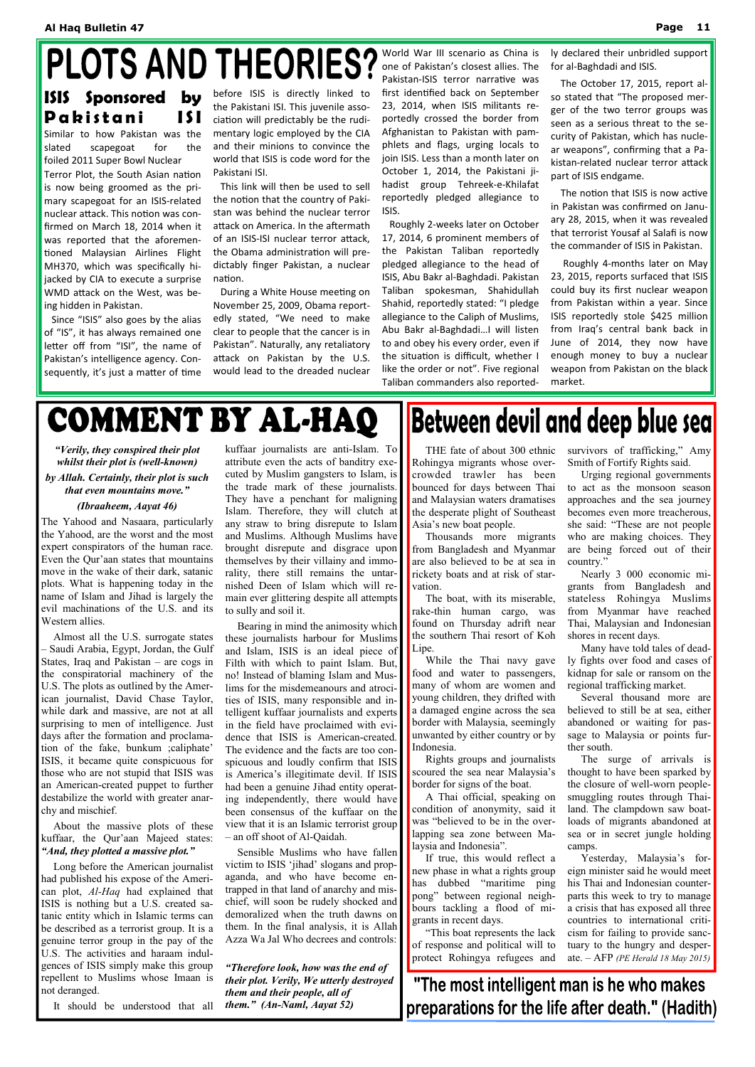# PLOTS AND THEORIES?

## ISIS Sponsored by Pakistani ISI

Similar to how Pakistan was the slated scapegoat for the foiled 2011 Super Bowl Nuclear Terror Plot, the South Asian nation is now being groomed as the primary scapegoat for an ISIS-related nuclear attack. This notion was confirmed on March 18, 2014 when it was reported that the aforementioned Malaysian Airlines Flight MH370, which was specifically hijacked by CIA to execute a surprise WMD attack on the West, was being hidden in Pakistan.

Since "ISIS" also goes by the alias of "IS", it has always remained one letter off from "ISI", the name of Pakistan's intelligence agency. Consequently, it's just a matter of time before ISIS is directly linked to the Pakistani ISI. This juvenile association will predictably be the rudimentary logic employed by the CIA and their minions to convince the world that ISIS is code word for the Pakistani ISI.

This link will then be used to sell the notion that the country of Pakistan was behind the nuclear terror attack on America. In the aftermath of an ISIS-ISI nuclear terror attack, the Obama administration will predictably finger Pakistan, a nuclear nation.

During a White House meeting on November 25, 2009, Obama reportedly stated, "We need to make clear to people that the cancer is in Pakistan". Naturally, any retaliatory attack on Pakistan by the U.S. would lead to the dreaded nuclear World War III scenario as China is one of Pakistan's closest allies. The Pakistan-ISIS terror narrative was first identified back on September 23, 2014, when ISIS militants reportedly crossed the border from Afghanistan to Pakistan with pamphlets and flags, urging locals to join ISIS. Less than a month later on October 1, 2014, the Pakistani jihadist group Tehreek-e-Khilafat reportedly pledged allegiance to ISIS.

Roughly 2-weeks later on October 17, 2014, 6 prominent members of the Pakistan Taliban reportedly pledged allegiance to the head of ISIS, Abu Bakr al-Baghdadi. Pakistan Taliban spokesman, Shahidullah Shahid, reportedly stated: "I pledge allegiance to the Caliph of Muslims, Abu Bakr al-Baghdadi…I will listen to and obey his every order, even if the situation is difficult, whether I like the order or not". Five regional Taliban commanders also reportedly declared their unbridled support for al-Baghdadi and ISIS.

The October 17, 2015, report also stated that "The proposed merger of the two terror groups was seen as a serious threat to the security of Pakistan, which has nuclear weapons", confirming that a Pakistan-related nuclear terror attack is part of ISIS endgame.

The notion that ISIS is now active in Pakistan was confirmed on January 28, 2015, when it was revealed that terrorist Yousaf al Salafi is now the commander of ISIS in Pakistan.

Roughly 4-months later on May 23, 2015, reports surfaced that ISIS could buy its first nuclear weapon from Pakistan within a year. Since ISIS reportedly stole $425 million from Iraq's central bank back in June of 2014, they now have enough money to buy a nuclear weapon from Pakistan on the black market.

# COMMENT BY AL-HAQ

***"Verily, they conspired their plot whilst their plot is (well-known) by Allah. Certainly, their plot is such that even mountains move."***

***(Ibraaheem, Aayat 46)***

The Yahood and Nasaara, particularly the Yahood, are the worst and the most expert conspirators of the human race. Even the Qur'aan states that mountains move in the wake of their dark, satanic plots. What is happening today in the name of Islam and Jihad is largely the evil machinations of the U.S. and its Western allies.

Almost all the U.S. surrogate states – Saudi Arabia, Egypt, Jordan, the Gulf States, Iraq and Pakistan – are cogs in the conspiratorial machinery of the U.S. The plots as outlined by the American journalist, David Chase Taylor, while dark and massive, are not at all surprising to men of intelligence. Just days after the formation and proclamation of the fake, bunkum ;caliphate' ISIS, it became quite conspicuous for those who are not stupid that ISIS was an American-created puppet to further destabilize the world with greater anarchy and mischief.

About the massive plots of these kuffaar, the Qur'aan Majeed states: ***"And, they plotted a massive plot."***

Long before the American journalist had published his expose of the American plot, *Al-Haq* had explained that ISIS is nothing but a U.S. created satanic entity which in Islamic terms can be described as a terrorist group. It is a genuine terror group in the pay of the U.S. The activities and haraam indulgences of ISIS simply make this group repellent to Muslims whose Imaan is not deranged.

It should be understood that all kuffaar journalists are anti-Islam. To attribute even the acts of banditry executed by Muslim gangsters to Islam, is the trade mark of these journalists. They have a penchant for maligning Islam. Therefore, they will clutch at any straw to bring disrepute to Islam and Muslims. Although Muslims have brought disrepute and disgrace upon themselves by their villainy and immorality, there still remains the untarnished Deen of Islam which will remain ever glittering despite all attempts to sully and soil it.

Bearing in mind the animosity which these journalists harbour for Muslims and Islam, ISIS is an ideal piece of Filth with which to paint Islam. But, no! Instead of blaming Islam and Muslims for the misdemeanours and atrocities of ISIS, many responsible and intelligent kuffaar journalists and experts in the field have proclaimed with evidence that ISIS is American-created. The evidence and the facts are too conspicuous and loudly confirm that ISIS is America's illegitimate devil. If ISIS had been a genuine Jihad entity operating independently, there would have been consensus of the kuffaar on the view that it is an Islamic terrorist group – an off shoot of Al-Qaidah.

Sensible Muslims who have fallen victim to ISIS 'jihad' slogans and propaganda, and who have become entrapped in that land of anarchy and mischief, will soon be rudely shocked and demoralized when the truth dawns on them. In the final analysis, it is Allah Azza Wa Jal Who decrees and controls:

***"Therefore look, how was the end of their plot. Verily, We utterly destroyed them and their people, all of them." (An-Naml, Aayat 52)***

# Between devil and deep blue sea

THE fate of about 300 ethnic Rohingya migrants whose overcrowded trawler has been bounced for days between Thai and Malaysian waters dramatises the desperate plight of Southeast Asia's new boat people.

Thousands more migrants from Bangladesh and Myanmar are also believed to be at sea in rickety boats and at risk of starvation.

The boat, with its miserable, rake-thin human cargo, was found on Thursday adrift near the southern Thai resort of Koh Lipe.

While the Thai navy gave food and water to passengers, many of whom are women and young children, they drifted with a damaged engine across the sea border with Malaysia, seemingly unwanted by either country or by Indonesia.

Rights groups and journalists scoured the sea near Malaysia's border for signs of the boat.

A Thai official, speaking on condition of anonymity, said it was "believed to be in the overlapping sea zone between Malaysia and Indonesia".

If true, this would reflect a new phase in what a rights group has dubbed "maritime ping pong" between regional neighbours tackling a flood of migrants in recent days.

"This boat represents the lack of response and political will to protect Rohingya refugees and survivors of trafficking," Amy Smith of Fortify Rights said.

Urging regional governments to act as the monsoon season approaches and the sea journey becomes even more treacherous, she said: "These are not people who are making choices. They are being forced out of their country."

Nearly 3 000 economic migrants from Bangladesh and stateless Rohingya Muslims from Myanmar have reached Thai, Malaysian and Indonesian shores in recent days.

Many have told tales of deadly fights over food and cases of kidnap for sale or ransom on the regional trafficking market.

Several thousand more are believed to still be at sea, either abandoned or waiting for passage to Malaysia or points further south.

The surge of arrivals is thought to have been sparked by the closure of well-worn people-smuggling routes through Thailand. The clampdown saw boatloads of migrants abandoned at sea or in secret jungle holding camps.

Yesterday, Malaysia's foreign minister said he would meet his Thai and Indonesian counterparts this week to try to manage a crisis that has exposed all three countries to international criticism for failing to provide sanctuary to the hungry and desperate. – AFP *(PE Herald 18 May 2015)*

**"The most intelligent man is he who makes preparations for the life after death." (Hadith)**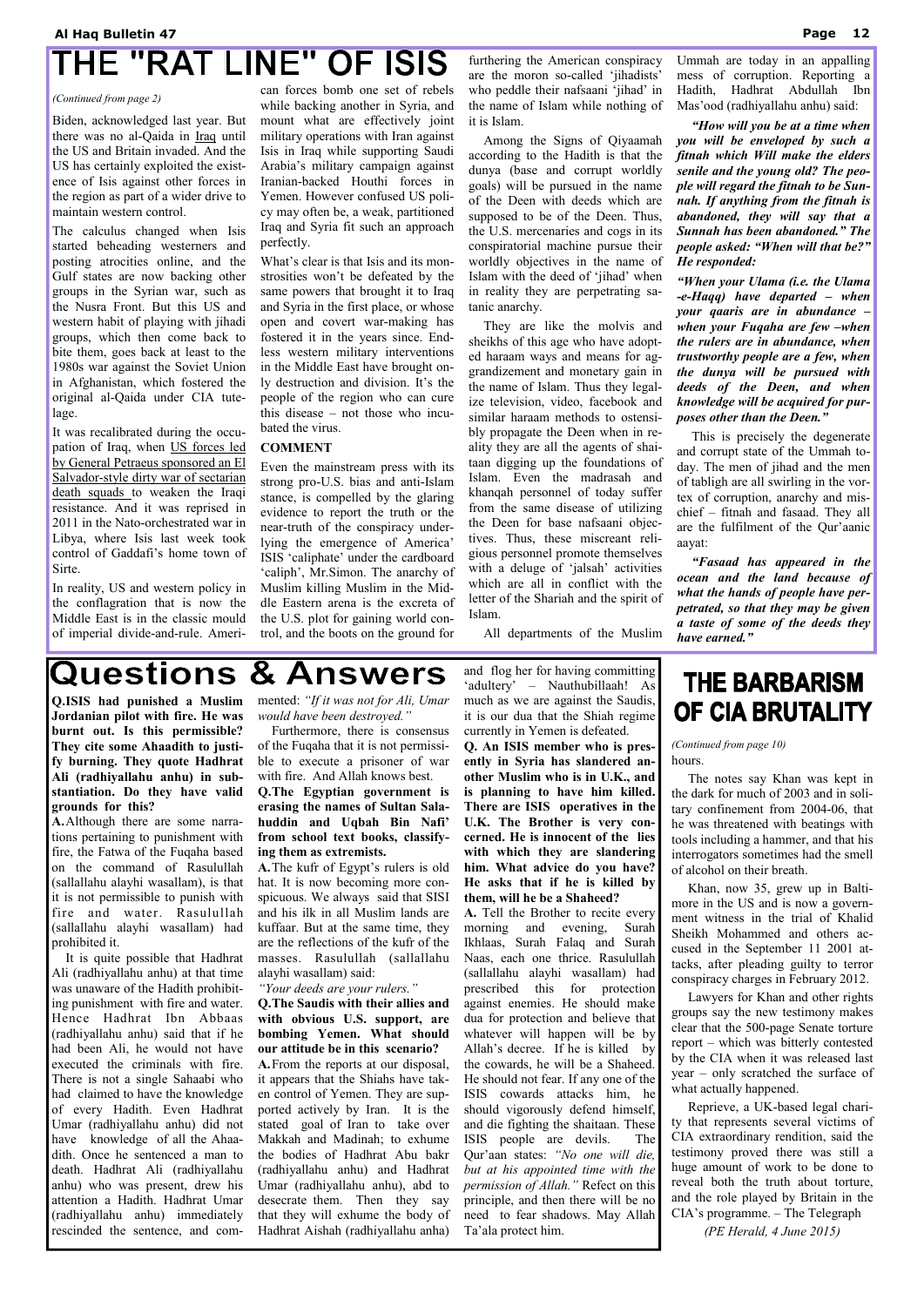# THE "RAT LINE" OF ISIS

*(Continued from page 2)*

Biden, acknowledged last year. But there was no al-Qaida in Iraq until the US and Britain invaded. And the US has certainly exploited the existence of Isis against other forces in the region as part of a wider drive to maintain western control.

The calculus changed when Isis started beheading westerners and posting atrocities online, and the Gulf states are now backing other groups in the Syrian war, such as the Nusra Front. But this US and western habit of playing with jihadi groups, which then come back to bite them, goes back at least to the 1980s war against the Soviet Union in Afghanistan, which fostered the original al-Qaida under CIA tutelage.

It was recalibrated during the occupation of Iraq, when US forces led by General Petraeus sponsored an El Salvador-style dirty war of sectarian death squads to weaken the Iraqi resistance. And it was reprised in 2011 in the Nato-orchestrated war in Libya, where Isis last week took control of Gaddafi's home town of Sirte.

In reality, US and western policy in the conflagration that is now the Middle East is in the classic mould of imperial divide-and-rule. American forces bomb one set of rebels while backing another in Syria, and mount what are effectively joint military operations with Iran against Isis in Iraq while supporting Saudi Arabia's military campaign against Iranian-backed Houthi forces in Yemen. However confused US policy may often be, a weak, partitioned Iraq and Syria fit such an approach perfectly.

What's clear is that Isis and its monstrosities won't be defeated by the same powers that brought it to Iraq and Syria in the first place, or whose open and covert war-making has fostered it in the years since. Endless western military interventions in the Middle East have brought only destruction and division. It's the people of the region who can cure this disease – not those who incubated the virus.

**COMMENT**

Even the mainstream press with its strong pro-U.S. bias and anti-Islam stance, is compelled by the glaring evidence to report the truth or the near-truth of the conspiracy underlying the emergence of America' ISIS 'caliphate' under the cardboard 'caliph', Mr.Simon. The anarchy of Muslim killing Muslim in the Middle Eastern arena is the excreta of the U.S. plot for gaining world control, and the boots on the ground for furthering the American conspiracy are the moron so-called 'jihadists' who peddle their nafsaani 'jihad' in the name of Islam while nothing of it is Islam.

Among the Signs of Qiyaamah according to the Hadith is that the dunya (base and corrupt worldly goals) will be pursued in the name of the Deen with deeds which are supposed to be of the Deen. Thus, the U.S. mercenaries and cogs in its conspiratorial machine pursue their worldly objectives in the name of Islam with the deed of 'jihad' when in reality they are perpetrating satanic anarchy.

They are like the molvis and sheikhs of this age who have adopted haraam ways and means for aggrandizement and monetary gain in the name of Islam. Thus they legalize television, video, facebook and similar haraam methods to ostensibly propagate the Deen when in reality they are all the agents of shaitaan digging up the foundations of Islam. Even the madrasah and khanqah personnel of today suffer from the same disease of utilizing the Deen for base nafsaani objectives. Thus, these miscreant religious personnel promote themselves with a deluge of 'jalsah' activities which are all in conflict with the letter of the Shariah and the spirit of Islam.

All departments of the Muslim Ummah are today in an appalling mess of corruption. Reporting a Hadith, Hadhrat Abdullah Ibn Mas'ood (radhiyallahu anhu) said:

***"How will you be at a time when you will be enveloped by such a fitnah which Will make the elders senile and the young old? The people will regard the fitnah to be Sunnah. If anything from the fitnah is abandoned, they will say that a Sunnah has been abandoned." The people asked: "When will that be?" He responded:***

***"When your Ulama (i.e. the Ulama-e-Haqq) have departed – when your qaaris are in abundance – when your Fuqaha are few –when the rulers are in abundance, when trustworthy people are a few, when the dunya will be pursued with deeds of the Deen, and when knowledge will be acquired for purposes other than the Deen."***

This is precisely the degenerate and corrupt state of the Ummah today. The men of jihad and the men of tabligh are all swirling in the vortex of corruption, anarchy and mischief – fitnah and fasaad. They all are the fulfilment of the Qur'aanic aayat:

***"Fasaad has appeared in the ocean and the land because of what the hands of people have perpetrated, so that they may be given a taste of some of the deeds they have earned."***

# Questions & Answers

**Q.ISIS had punished a Muslim Jordanian pilot with fire. He was burnt out. Is this permissible? They cite some Ahaadith to justify burning. They quote Hadhrat Ali (radhiyallahu anhu) in substantiation. Do they have valid grounds for this?**

**A.** Although there are some narrations pertaining to punishment with fire, the Fatwa of the Fuqaha based on the command of Rasulullah (sallallahu alayhi wasallam), is that it is not permissible to punish with fire and water. Rasulullah (sallallahu alayhi wasallam) had prohibited it.

It is quite possible that Hadhrat Ali (radhiyallahu anhu) at that time was unaware of the Hadith prohibiting punishment with fire and water. Hence Hadhrat Ibn Abbaas (radhiyallahu anhu) said that if he had been Ali, he would not have executed the criminals with fire. There is not a single Sahaabi who had claimed to have the knowledge of every Hadith. Even Hadhrat Umar (radhiyallahu anhu) did not have knowledge of all the Ahaadith. Once he sentenced a man to death. Hadhrat Ali (radhiyallahu anhu) who was present, drew his attention a Hadith. Hadhrat Umar (radhiyallahu anhu) immediately rescinded the sentence, and commented: *"If it was not for Ali, Umar would have been destroyed."*

Furthermore, there is consensus of the Fuqaha that it is not permissible to execute a prisoner of war with fire. And Allah knows best.

**Q.The Egyptian government is erasing the names of Sultan Salahuddin and Uqbah Bin Nafi' from school text books, classifying them as extremists.**

**A.** The kufr of Egypt's rulers is old hat. It is now becoming more conspicuous. We always said that SISI and his ilk in all Muslim lands are kuffaar. But at the same time, they are the reflections of the kufr of the masses. Rasulullah (sallallahu alayhi wasallam) said:

*"Your deeds are your rulers."*

**Q.The Saudis with their allies and with obvious U.S. support, are bombing Yemen. What should our attitude be in this scenario?**

**A.** From the reports at our disposal, it appears that the Shiahs have taken control of Yemen. They are supported actively by Iran. It is the stated goal of Iran to take over Makkah and Madinah; to exhume the bodies of Hadhrat Abu bakr (radhiyallahu anhu) and Hadhrat Umar (radhiyallahu anhu), abd to desecrate them. Then they say that they will exhume the body of Hadhrat Aishah (radhiyallahu anha) and flog her for having committing 'adultery' – Nauthubillaah! As much as we are against the Saudis, it is our dua that the Shiah regime currently in Yemen is defeated.

**Q. An ISIS member who is presently in Syria has slandered another Muslim who is in U.K., and is planning to have him killed. There are ISIS operatives in the U.K. The Brother is very concerned. He is innocent of the lies with which they are slandering him. What advice do you have? He asks that if he is killed by them, will he be a Shaheed?**

**A.** Tell the Brother to recite every morning and evening, Surah Ikhlaas, Surah Falaq and Surah Naas, each one thrice. Rasulullah (sallallahu alayhi wasallam) had prescribed this for protection against enemies. He should make dua for protection and believe that whatever will happen will be by Allah's decree. If he is killed by the cowards, he will be a Shaheed. He should not fear. If any one of the ISIS cowards attacks him, he should vigorously defend himself, and die fighting the shaitaan. These ISIS people are devils. The Qur'aan states: *"No one will die, but at his appointed time with the permission of Allah."* Refect on this principle, and then there will be no need to fear shadows. May Allah Ta'ala protect him.

# THE BARBARISM OF CIA BRUTALITY

*(Continued from page 10)*

hours.

The notes say Khan was kept in the dark for much of 2003 and in solitary confinement from 2004-06, that he was threatened with beatings with tools including a hammer, and that his interrogators sometimes had the smell of alcohol on their breath.

Khan, now 35, grew up in Baltimore in the US and is now a government witness in the trial of Khalid Sheikh Mohammed and others accused in the September 11 2001 attacks, after pleading guilty to terror conspiracy charges in February 2012.

Lawyers for Khan and other rights groups say the new testimony makes clear that the 500-page Senate torture report – which was bitterly contested by the CIA when it was released last year – only scratched the surface of what actually happened.

Reprieve, a UK-based legal charity that represents several victims of CIA extraordinary rendition, said the testimony proved there was still a huge amount of work to be done to reveal both the truth about torture, and the role played by Britain in the CIA's programme. – The Telegraph

*(PE Herald, 4 June 2015)*